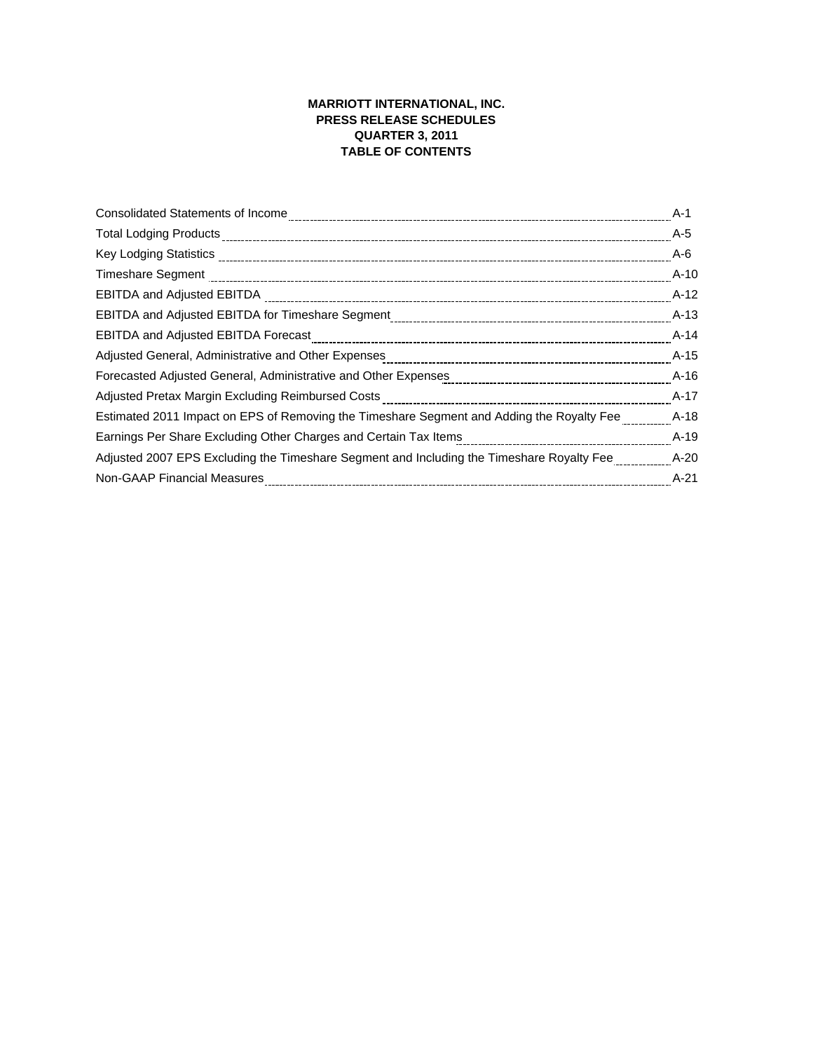# MARRIOTT INTERNATIONAL, INC.
## PRESS RELEASE SCHEDULES
## QUARTER 3, 2011
## TABLE OF CONTENTS

| | |
|---|---|
| Consolidated Statements of Income | A-1 |
| Total Lodging Products | A-5 |
| Key Lodging Statistics | A-6 |
| Timeshare Segment | A-10 |
| EBITDA and Adjusted EBITDA | A-12 |
| EBITDA and Adjusted EBITDA for Timeshare Segment | A-13 |
| EBITDA and Adjusted EBITDA Forecast | A-14 |
| Adjusted General, Administrative and Other Expenses | A-15 |
| Forecasted Adjusted General, Administrative and Other Expenses | A-16 |
| Adjusted Pretax Margin Excluding Reimbursed Costs | A-17 |
| Estimated 2011 Impact on EPS of Removing the Timeshare Segment and Adding the Royalty Fee | A-18 |
| Earnings Per Share Excluding Other Charges and Certain Tax Items | A-19 |
| Adjusted 2007 EPS Excluding the Timeshare Segment and Including the Timeshare Royalty Fee | A-20 |
| Non-GAAP Financial Measures | A-21 |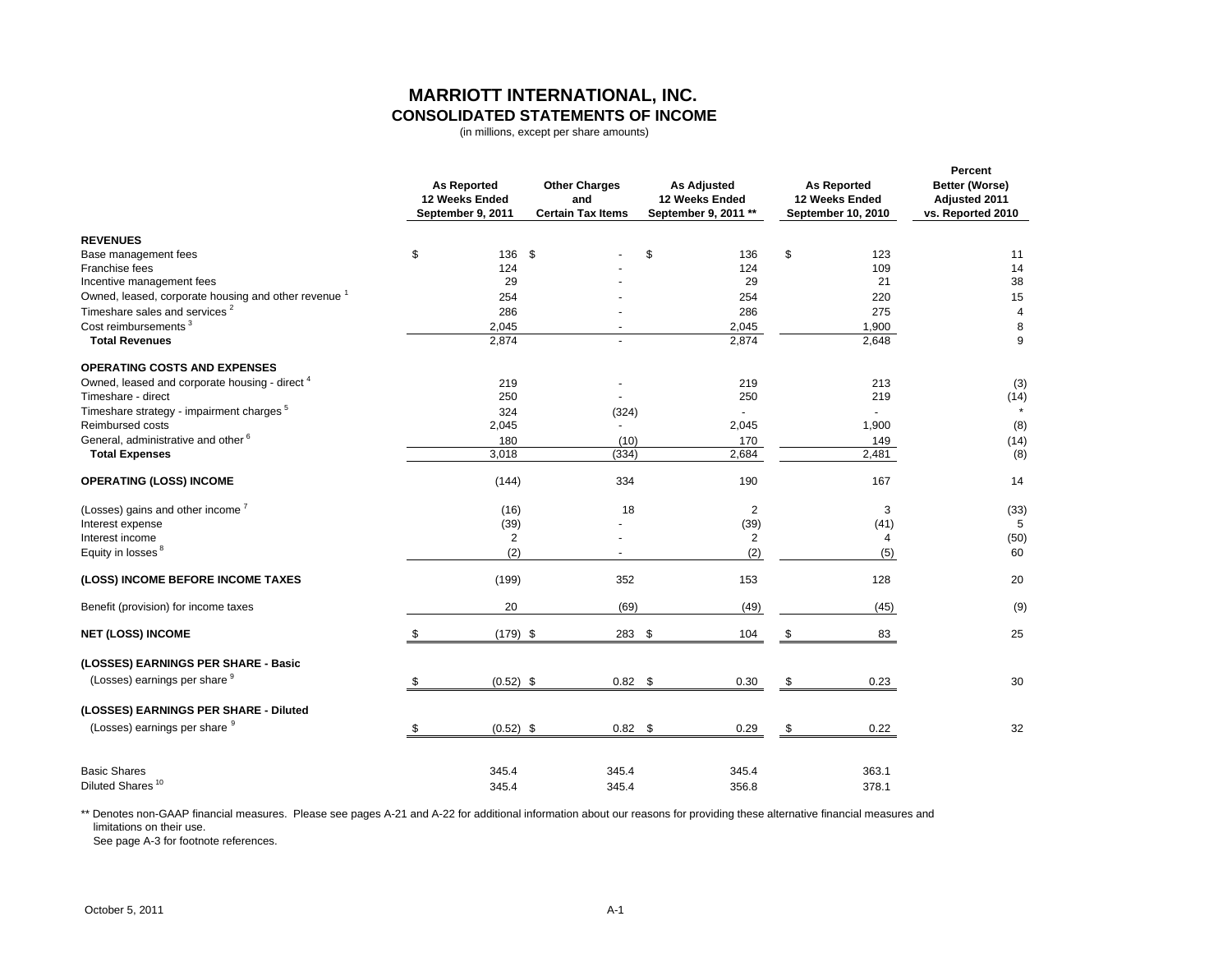# MARRIOTT INTERNATIONAL, INC.
## CONSOLIDATED STATEMENTS OF INCOME
(in millions, except per share amounts)

| | As Reported 12 Weeks Ended September 9, 2011 | Other Charges and Certain Tax Items | As Adjusted 12 Weeks Ended September 9, 2011 ** | As Reported 12 Weeks Ended September 10, 2010 | Percent Better (Worse) Adjusted 2011 vs. Reported 2010 |
|---|---|---|---|---|---|
| **REVENUES** | | | | | |
| Base management fees | $ 136 | $ - | $ 136 | $ 123 | 11 |
| Franchise fees | 124 | - | 124 | 109 | 14 |
| Incentive management fees | 29 | - | 29 | 21 | 38 |
| Owned, leased, corporate housing and other revenue [1] | 254 | - | 254 | 220 | 15 |
| Timeshare sales and services [2] | 286 | - | 286 | 275 | 4 |
| Cost reimbursements [3] | 2,045 | - | 2,045 | 1,900 | 8 |
| **Total Revenues** | 2,874 | - | 2,874 | 2,648 | 9 |
| **OPERATING COSTS AND EXPENSES** | | | | | |
| Owned, leased and corporate housing - direct [4] | 219 | - | 219 | 213 | (3) |
| Timeshare - direct | 250 | - | 250 | 219 | (14) |
| Timeshare strategy - impairment charges [5] | 324 | (324) | - | - | * |
| Reimbursed costs | 2,045 | - | 2,045 | 1,900 | (8) |
| General, administrative and other [6] | 180 | (10) | 170 | 149 | (14) |
| **Total Expenses** | 3,018 | (334) | 2,684 | 2,481 | (8) |
| **OPERATING (LOSS) INCOME** | (144) | 334 | 190 | 167 | 14 |
| (Losses) gains and other income [7] | (16) | 18 | 2 | 3 | (33) |
| Interest expense | (39) | - | (39) | (41) | 5 |
| Interest income | 2 | - | 2 | 4 | (50) |
| Equity in losses [8] | (2) | - | (2) | (5) | 60 |
| **(LOSS) INCOME BEFORE INCOME TAXES** | (199) | 352 | 153 | 128 | 20 |
| Benefit (provision) for income taxes | 20 | (69) | (49) | (45) | (9) |
| **NET (LOSS) INCOME** | $ (179) | $ 283 | $ 104 | $ 83 | 25 |
| **(LOSSES) EARNINGS PER SHARE - Basic** | | | | | |
| (Losses) earnings per share [9] | $ (0.52) | $ 0.82 | $ 0.30 | $ 0.23 | 30 |
| **(LOSSES) EARNINGS PER SHARE - Diluted** | | | | | |
| (Losses) earnings per share [9] | $ (0.52) | $ 0.82 | $ 0.29 | $ 0.22 | 32 |
| Basic Shares | 345.4 | 345.4 | 345.4 | 363.1 | |
| Diluted Shares [10] | 345.4 | 345.4 | 356.8 | 378.1 | |

** Denotes non-GAAP financial measures. Please see pages A-21 and A-22 for additional information about our reasons for providing these alternative financial measures and limitations on their use.
See page A-3 for footnote references.

October 5, 2011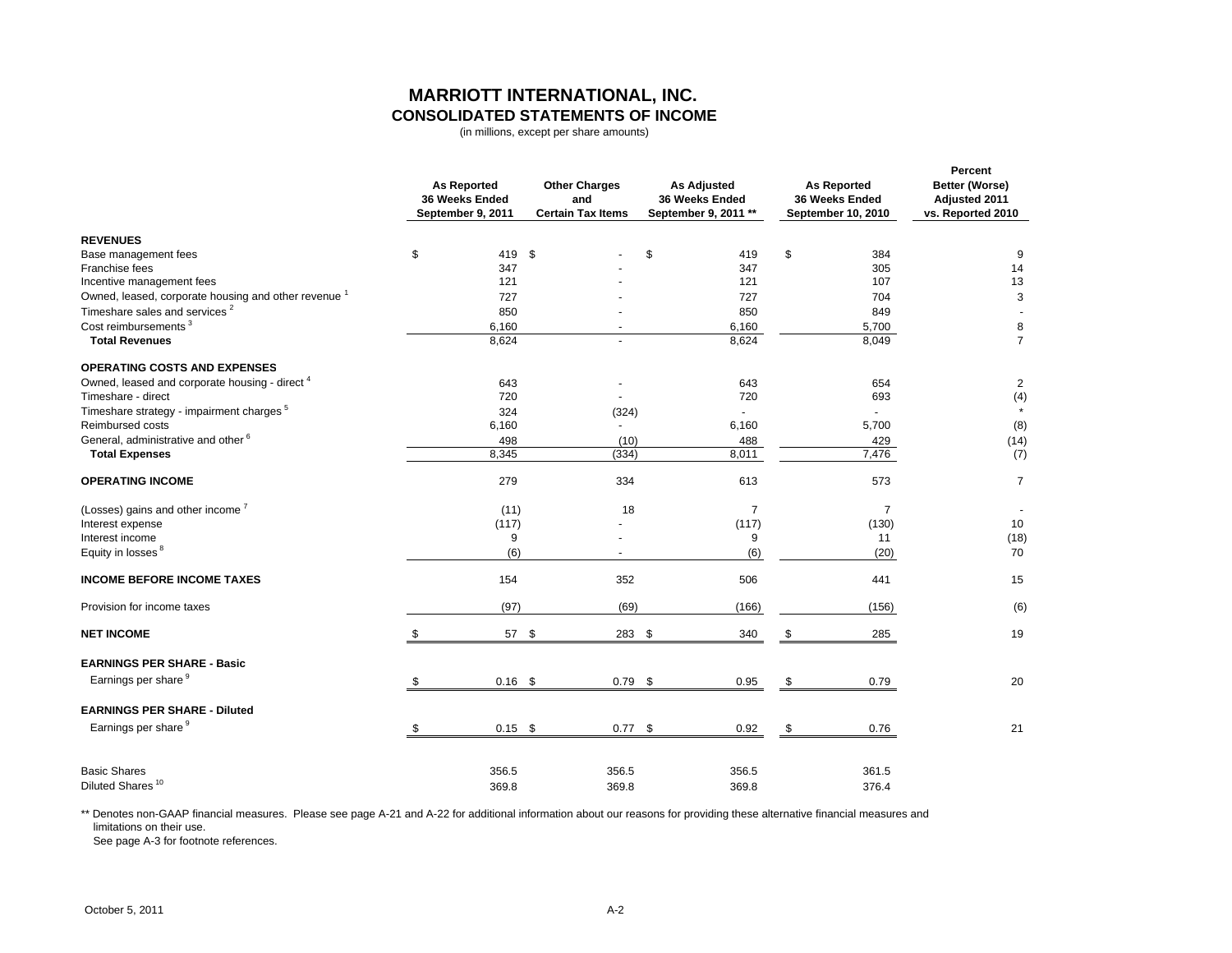# MARRIOTT INTERNATIONAL, INC.

## CONSOLIDATED STATEMENTS OF INCOME

(in millions, except per share amounts)

| | As Reported 36 Weeks Ended September 9, 2011 | Other Charges and Certain Tax Items | As Adjusted 36 Weeks Ended September 9, 2011 ** | As Reported 36 Weeks Ended September 10, 2010 | Percent Better (Worse) Adjusted 2011 vs. Reported 2010 |
|---|---|---|---|---|---|
| **REVENUES** | | | | | |
| Base management fees | $ 419 | $ - | $ 419 | $ 384 | 9 |
| Franchise fees | 347 | - | 347 | 305 | 14 |
| Incentive management fees | 121 | - | 121 | 107 | 13 |
| Owned, leased, corporate housing and other revenue [1] | 727 | - | 727 | 704 | 3 |
| Timeshare sales and services [2] | 850 | - | 850 | 849 | - |
| Cost reimbursements [3] | 6,160 | - | 6,160 | 5,700 | 8 |
| **Total Revenues** | 8,624 | - | 8,624 | 8,049 | 7 |
| **OPERATING COSTS AND EXPENSES** | | | | | |
| Owned, leased and corporate housing - direct [4] | 643 | - | 643 | 654 | 2 |
| Timeshare - direct | 720 | - | 720 | 693 | (4) |
| Timeshare strategy - impairment charges [5] | 324 | (324) | - | - | * |
| Reimbursed costs | 6,160 | - | 6,160 | 5,700 | (8) |
| General, administrative and other [6] | 498 | (10) | 488 | 429 | (14) |
| **Total Expenses** | 8,345 | (334) | 8,011 | 7,476 | (7) |
| **OPERATING INCOME** | 279 | 334 | 613 | 573 | 7 |
| (Losses) gains and other income [7] | (11) | 18 | 7 | 7 | - |
| Interest expense | (117) | - | (117) | (130) | 10 |
| Interest income | 9 | - | 9 | 11 | (18) |
| Equity in losses [8] | (6) | - | (6) | (20) | 70 |
| **INCOME BEFORE INCOME TAXES** | 154 | 352 | 506 | 441 | 15 |
| Provision for income taxes | (97) | (69) | (166) | (156) | (6) |
| **NET INCOME** | $ 57 | $ 283 | $ 340 | $ 285 | 19 |
| **EARNINGS PER SHARE - Basic** | | | | | |
| Earnings per share [9] | $ 0.16 | $ 0.79 | $ 0.95 | $ 0.79 | 20 |
| **EARNINGS PER SHARE - Diluted** | | | | | |
| Earnings per share [9] | $ 0.15 | $ 0.77 | $ 0.92 | $ 0.76 | 21 |
| Basic Shares | 356.5 | 356.5 | 356.5 | 361.5 | |
| Diluted Shares [10] | 369.8 | 369.8 | 369.8 | 376.4 | |

** Denotes non-GAAP financial measures. Please see page A-21 and A-22 for additional information about our reasons for providing these alternative financial measures and limitations on their use.

See page A-3 for footnote references.

October 5, 2011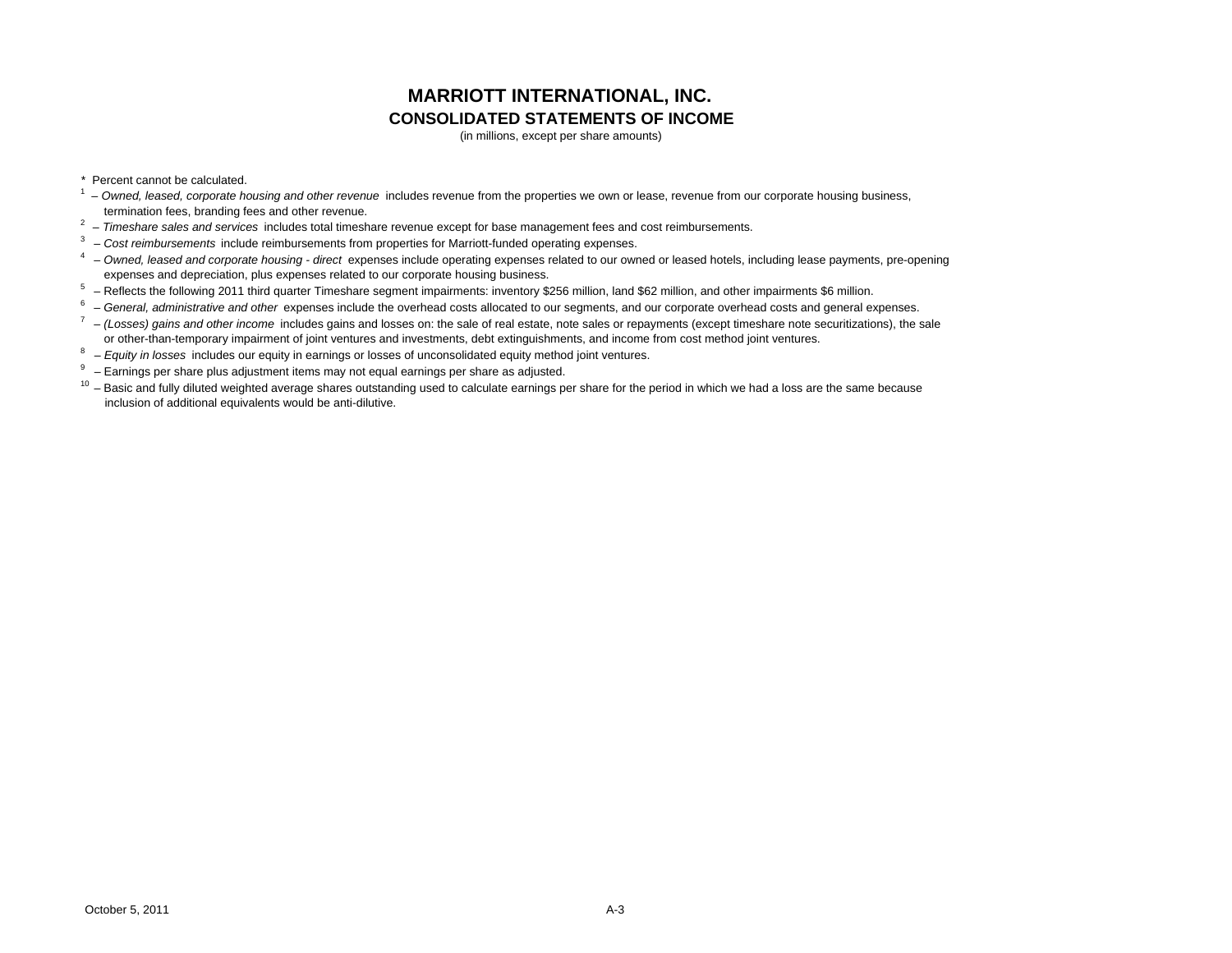# MARRIOTT INTERNATIONAL, INC.

## CONSOLIDATED STATEMENTS OF INCOME

(in millions, except per share amounts)

\* Percent cannot be calculated.

[1] – *Owned, leased, corporate housing and other revenue* includes revenue from the properties we own or lease, revenue from our corporate housing business, termination fees, branding fees and other revenue.

[2] – *Timeshare sales and services* includes total timeshare revenue except for base management fees and cost reimbursements.

[3] – *Cost reimbursements* include reimbursements from properties for Marriott-funded operating expenses.

[4] – *Owned, leased and corporate housing - direct* expenses include operating expenses related to our owned or leased hotels, including lease payments, pre-opening expenses and depreciation, plus expenses related to our corporate housing business.

[5] – Reflects the following 2011 third quarter Timeshare segment impairments: inventory $256 million, land $62 million, and other impairments $6 million.

[6] – *General, administrative and other* expenses include the overhead costs allocated to our segments, and our corporate overhead costs and general expenses.

[7] – *(Losses) gains and other income* includes gains and losses on: the sale of real estate, note sales or repayments (except timeshare note securitizations), the sale or other-than-temporary impairment of joint ventures and investments, debt extinguishments, and income from cost method joint ventures.

[8] – *Equity in losses* includes our equity in earnings or losses of unconsolidated equity method joint ventures.

[9] – Earnings per share plus adjustment items may not equal earnings per share as adjusted.

[10] – Basic and fully diluted weighted average shares outstanding used to calculate earnings per share for the period in which we had a loss are the same because inclusion of additional equivalents would be anti-dilutive.

October 5, 2011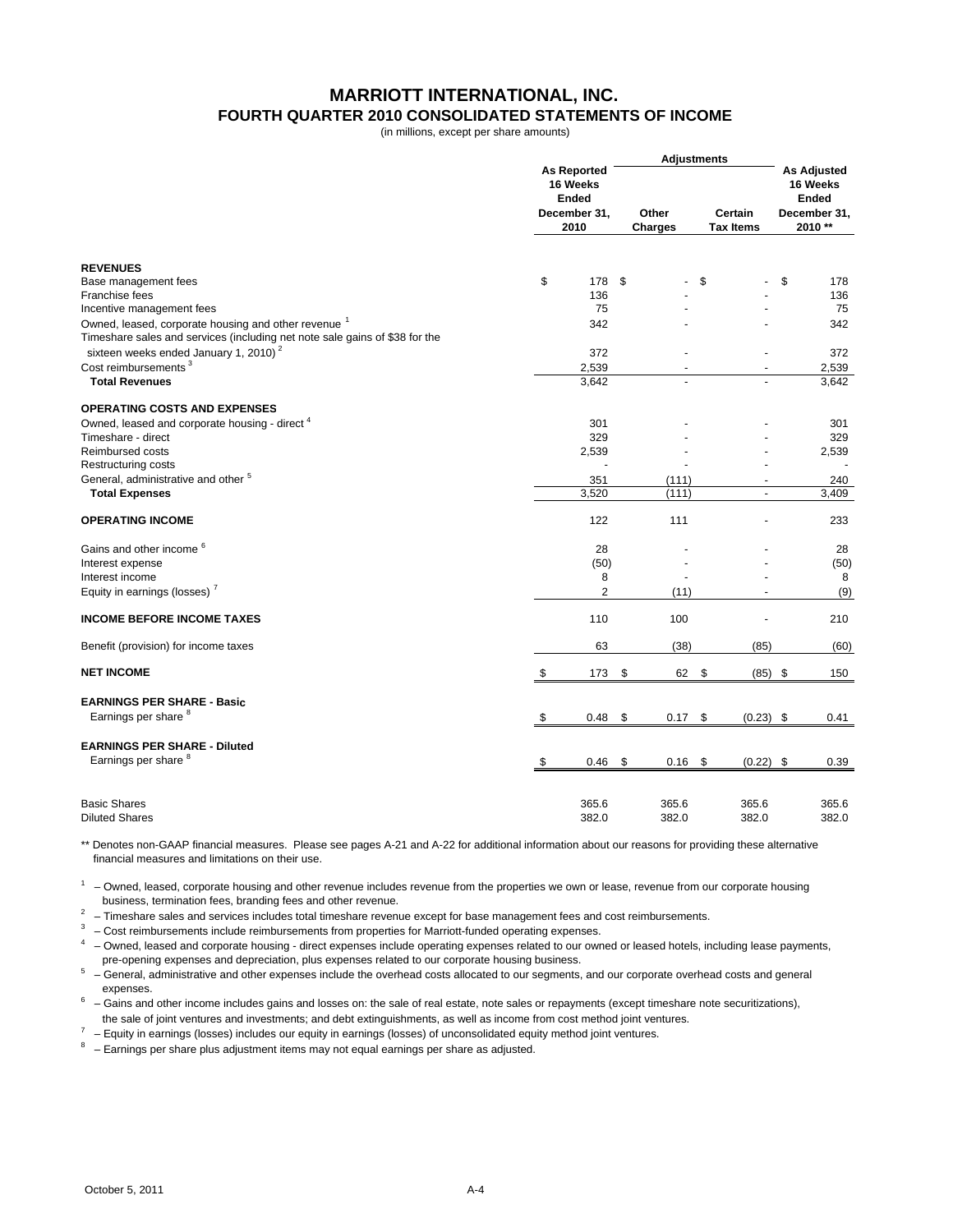# MARRIOTT INTERNATIONAL, INC.
## FOURTH QUARTER 2010 CONSOLIDATED STATEMENTS OF INCOME
(in millions, except per share amounts)

| | As Reported 16 Weeks Ended December 31, 2010 | Adjustments: Other Charges | Adjustments: Certain Tax Items | As Adjusted 16 Weeks Ended December 31, 2010 ** |
|---|---|---|---|---|
| **REVENUES** | | | | |
| Base management fees | $ 178 | $ - | $ - | $ 178 |
| Franchise fees | 136 | - | - | 136 |
| Incentive management fees | 75 | - | - | 75 |
| Owned, leased, corporate housing and other revenue [1] | 342 | - | - | 342 |
| Timeshare sales and services (including net note sale gains of $38 for the sixteen weeks ended January 1, 2010) [2] | 372 | - | - | 372 |
| Cost reimbursements [3] | 2,539 | - | - | 2,539 |
| **Total Revenues** | 3,642 | - | - | 3,642 |
| **OPERATING COSTS AND EXPENSES** | | | | |
| Owned, leased and corporate housing - direct [4] | 301 | - | - | 301 |
| Timeshare - direct | 329 | - | - | 329 |
| Reimbursed costs | 2,539 | - | - | 2,539 |
| Restructuring costs | - | - | - | - |
| General, administrative and other [5] | 351 | (111) | - | 240 |
| **Total Expenses** | 3,520 | (111) | - | 3,409 |
| **OPERATING INCOME** | 122 | 111 | - | 233 |
| Gains and other income [6] | 28 | - | - | 28 |
| Interest expense | (50) | - | - | (50) |
| Interest income | 8 | - | - | 8 |
| Equity in earnings (losses) [7] | 2 | (11) | - | (9) |
| **INCOME BEFORE INCOME TAXES** | 110 | 100 | - | 210 |
| Benefit (provision) for income taxes | 63 | (38) | (85) | (60) |
| **NET INCOME** | $ 173 | $ 62 | $ (85) | $ 150 |
| **EARNINGS PER SHARE - Basic** | | | | |
| Earnings per share [8] | $ 0.48 | $ 0.17 | $ (0.23) | $ 0.41 |
| **EARNINGS PER SHARE - Diluted** | | | | |
| Earnings per share [8] | $ 0.46 | $ 0.16 | $ (0.22) | $ 0.39 |
| Basic Shares | 365.6 | 365.6 | 365.6 | 365.6 |
| Diluted Shares | 382.0 | 382.0 | 382.0 | 382.0 |

** Denotes non-GAAP financial measures. Please see pages A-21 and A-22 for additional information about our reasons for providing these alternative financial measures and limitations on their use.

[1] – Owned, leased, corporate housing and other revenue includes revenue from the properties we own or lease, revenue from our corporate housing business, termination fees, branding fees and other revenue.

[2] – Timeshare sales and services includes total timeshare revenue except for base management fees and cost reimbursements.

[3] – Cost reimbursements include reimbursements from properties for Marriott-funded operating expenses.

[4] – Owned, leased and corporate housing - direct expenses include operating expenses related to our owned or leased hotels, including lease payments, pre-opening expenses and depreciation, plus expenses related to our corporate housing business.

[5] – General, administrative and other expenses include the overhead costs allocated to our segments, and our corporate overhead costs and general expenses.

[6] – Gains and other income includes gains and losses on: the sale of real estate, note sales or repayments (except timeshare note securitizations), the sale of joint ventures and investments; and debt extinguishments, as well as income from cost method joint ventures.

[7] – Equity in earnings (losses) includes our equity in earnings (losses) of unconsolidated equity method joint ventures.

[8] – Earnings per share plus adjustment items may not equal earnings per share as adjusted.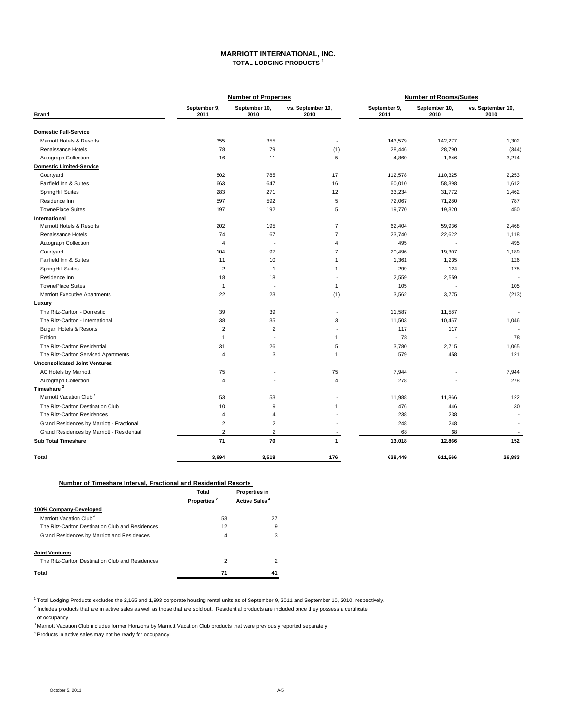# MARRIOTT INTERNATIONAL, INC.

## TOTAL LODGING PRODUCTS [1]

| Brand | Number of Properties | | | Number of Rooms/Suites | | |
|---|---|---|---|---|---|---|
| | September 9, 2011 | September 10, 2010 | vs. September 10, 2010 | September 9, 2011 | September 10, 2010 | vs. September 10, 2010 |
| **Domestic Full-Service** | | | | | | |
| Marriott Hotels & Resorts | 355 | 355 | - | 143,579 | 142,277 | 1,302 |
| Renaissance Hotels | 78 | 79 | (1) | 28,446 | 28,790 | (344) |
| Autograph Collection | 16 | 11 | 5 | 4,860 | 1,646 | 3,214 |
| **Domestic Limited-Service** | | | | | | |
| Courtyard | 802 | 785 | 17 | 112,578 | 110,325 | 2,253 |
| Fairfield Inn & Suites | 663 | 647 | 16 | 60,010 | 58,398 | 1,612 |
| SpringHill Suites | 283 | 271 | 12 | 33,234 | 31,772 | 1,462 |
| Residence Inn | 597 | 592 | 5 | 72,067 | 71,280 | 787 |
| TownePlace Suites | 197 | 192 | 5 | 19,770 | 19,320 | 450 |
| **International** | | | | | | |
| Marriott Hotels & Resorts | 202 | 195 | 7 | 62,404 | 59,936 | 2,468 |
| Renaissance Hotels | 74 | 67 | 7 | 23,740 | 22,622 | 1,118 |
| Autograph Collection | 4 | - | 4 | 495 | - | 495 |
| Courtyard | 104 | 97 | 7 | 20,496 | 19,307 | 1,189 |
| Fairfield Inn & Suites | 11 | 10 | 1 | 1,361 | 1,235 | 126 |
| SpringHill Suites | 2 | 1 | 1 | 299 | 124 | 175 |
| Residence Inn | 18 | 18 | - | 2,559 | 2,559 | - |
| TownePlace Suites | 1 | - | 1 | 105 | - | 105 |
| Marriott Executive Apartments | 22 | 23 | (1) | 3,562 | 3,775 | (213) |
| **Luxury** | | | | | | |
| The Ritz-Carlton - Domestic | 39 | 39 | - | 11,587 | 11,587 | - |
| The Ritz-Carlton - International | 38 | 35 | 3 | 11,503 | 10,457 | 1,046 |
| Bulgari Hotels & Resorts | 2 | 2 | - | 117 | 117 | - |
| Edition | 1 | - | 1 | 78 | - | 78 |
| The Ritz-Carlton Residential | 31 | 26 | 5 | 3,780 | 2,715 | 1,065 |
| The Ritz-Carlton Serviced Apartments | 4 | 3 | 1 | 579 | 458 | 121 |
| **Unconsolidated Joint Ventures** | | | | | | |
| AC Hotels by Marriott | 75 | - | 75 | 7,944 | - | 7,944 |
| Autograph Collection | 4 | - | 4 | 278 | - | 278 |
| **Timeshare [2]** | | | | | | |
| Marriott Vacation Club [3] | 53 | 53 | - | 11,988 | 11,866 | 122 |
| The Ritz-Carlton Destination Club | 10 | 9 | 1 | 476 | 446 | 30 |
| The Ritz-Carlton Residences | 4 | 4 | - | 238 | 238 | - |
| Grand Residences by Marriott - Fractional | 2 | 2 | - | 248 | 248 | - |
| Grand Residences by Marriott - Residential | 2 | 2 | - | 68 | 68 | - |
| **Sub Total Timeshare** | **71** | **70** | **1** | **13,018** | **12,866** | **152** |
| **Total** | **3,694** | **3,518** | **176** | **638,449** | **611,566** | **26,883** |

**Number of Timeshare Interval, Fractional and Residential Resorts**

| | Total Properties [2] | Properties in Active Sales [4] |
|---|---|---|
| **100% Company-Developed** | | |
| Marriott Vacation Club [4] | 53 | 27 |
| The Ritz-Carlton Destination Club and Residences | 12 | 9 |
| Grand Residences by Marriott and Residences | 4 | 3 |
| **Joint Ventures** | | |
| The Ritz-Carlton Destination Club and Residences | 2 | 2 |
| **Total** | **71** | **41** |

[1] Total Lodging Products excludes the 2,165 and 1,993 corporate housing rental units as of September 9, 2011 and September 10, 2010, respectively.

[2] Includes products that are in active sales as well as those that are sold out. Residential products are included once they possess a certificate of occupancy.

[3] Marriott Vacation Club includes former Horizons by Marriott Vacation Club products that were previously reported separately.

[4] Products in active sales may not be ready for occupancy.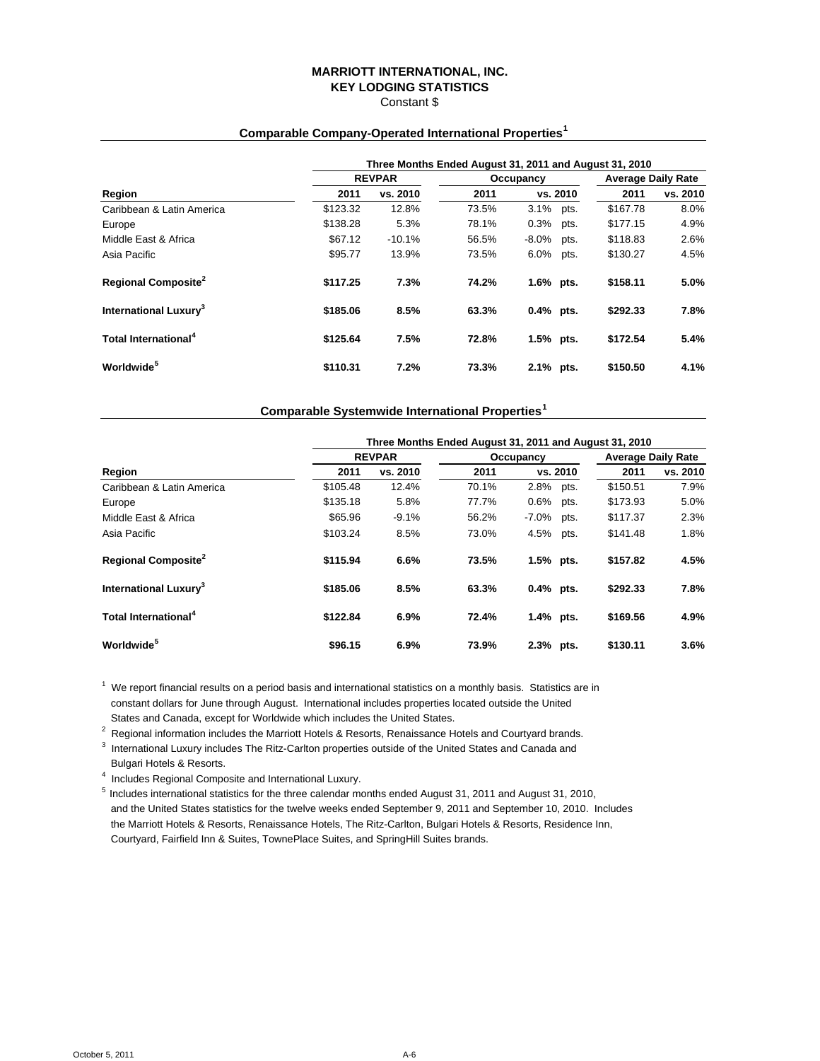# MARRIOTT INTERNATIONAL, INC.
## KEY LODGING STATISTICS
Constant $

### Comparable Company-Operated International Properties[1]

| | Three Months Ended August 31, 2011 and August 31, 2010 | | | | | |
|---|---|---|---|---|---|---|
| | REVPAR | | Occupancy | | Average Daily Rate | |
| **Region** | **2011** | **vs. 2010** | **2011** | **vs. 2010** | **2011** | **vs. 2010** |
| Caribbean & Latin America | $123.32 | 12.8% | 73.5% | 3.1% pts. | $167.78 | 8.0% |
| Europe | $138.28 | 5.3% | 78.1% | 0.3% pts. | $177.15 | 4.9% |
| Middle East & Africa | $67.12 | -10.1% | 56.5% | -8.0% pts. | $118.83 | 2.6% |
| Asia Pacific | $95.77 | 13.9% | 73.5% | 6.0% pts. | $130.27 | 4.5% |
| **Regional Composite[2]** | **$117.25** | **7.3%** | **74.2%** | **1.6% pts.** | **$158.11** | **5.0%** |
| **International Luxury[3]** | **$185.06** | **8.5%** | **63.3%** | **0.4% pts.** | **$292.33** | **7.8%** |
| **Total International[4]** | **$125.64** | **7.5%** | **72.8%** | **1.5% pts.** | **$172.54** | **5.4%** |
| **Worldwide[5]** | **$110.31** | **7.2%** | **73.3%** | **2.1% pts.** | **$150.50** | **4.1%** |

### Comparable Systemwide International Properties[1]

| | Three Months Ended August 31, 2011 and August 31, 2010 | | | | | |
|---|---|---|---|---|---|---|
| | REVPAR | | Occupancy | | Average Daily Rate | |
| **Region** | **2011** | **vs. 2010** | **2011** | **vs. 2010** | **2011** | **vs. 2010** |
| Caribbean & Latin America | $105.48 | 12.4% | 70.1% | 2.8% pts. | $150.51 | 7.9% |
| Europe | $135.18 | 5.8% | 77.7% | 0.6% pts. | $173.93 | 5.0% |
| Middle East & Africa | $65.96 | -9.1% | 56.2% | -7.0% pts. | $117.37 | 2.3% |
| Asia Pacific | $103.24 | 8.5% | 73.0% | 4.5% pts. | $141.48 | 1.8% |
| **Regional Composite[2]** | **$115.94** | **6.6%** | **73.5%** | **1.5% pts.** | **$157.82** | **4.5%** |
| **International Luxury[3]** | **$185.06** | **8.5%** | **63.3%** | **0.4% pts.** | **$292.33** | **7.8%** |
| **Total International[4]** | **$122.84** | **6.9%** | **72.4%** | **1.4% pts.** | **$169.56** | **4.9%** |
| **Worldwide[5]** | **$96.15** | **6.9%** | **73.9%** | **2.3% pts.** | **$130.11** | **3.6%** |

[1] We report financial results on a period basis and international statistics on a monthly basis. Statistics are in constant dollars for June through August. International includes properties located outside the United States and Canada, except for Worldwide which includes the United States.

[2] Regional information includes the Marriott Hotels & Resorts, Renaissance Hotels and Courtyard brands.

[3] International Luxury includes The Ritz-Carlton properties outside of the United States and Canada and Bulgari Hotels & Resorts.

[4] Includes Regional Composite and International Luxury.

[5] Includes international statistics for the three calendar months ended August 31, 2011 and August 31, 2010, and the United States statistics for the twelve weeks ended September 9, 2011 and September 10, 2010. Includes the Marriott Hotels & Resorts, Renaissance Hotels, The Ritz-Carlton, Bulgari Hotels & Resorts, Residence Inn, Courtyard, Fairfield Inn & Suites, TownePlace Suites, and SpringHill Suites brands.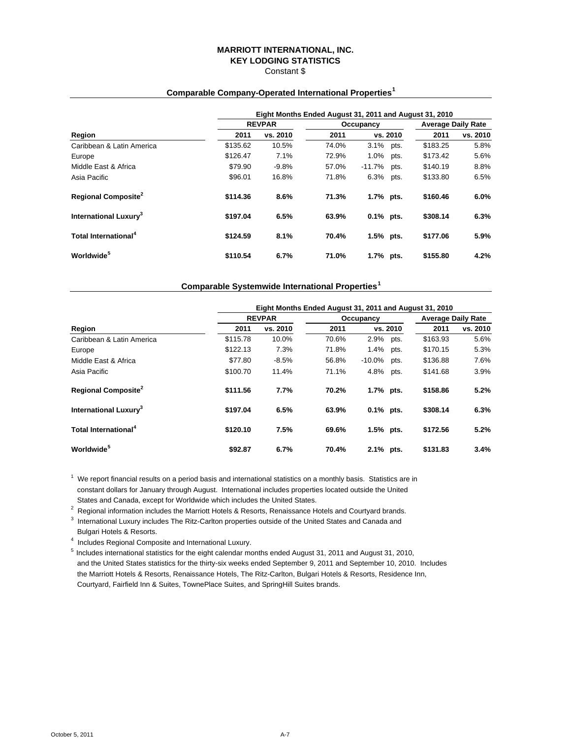# MARRIOTT INTERNATIONAL, INC.
## KEY LODGING STATISTICS
Constant $

### Comparable Company-Operated International Properties[1]

| | Eight Months Ended August 31, 2011 and August 31, 2010 | | | | | |
|---|---|---|---|---|---|---|
| | REVPAR | | Occupancy | | Average Daily Rate | |
| Region | 2011 | vs. 2010 | 2011 | vs. 2010 | 2011 | vs. 2010 |
| Caribbean & Latin America | $135.62 | 10.5% | 74.0% | 3.1% pts. | $183.25 | 5.8% |
| Europe | $126.47 | 7.1% | 72.9% | 1.0% pts. | $173.42 | 5.6% |
| Middle East & Africa | $79.90 | -9.8% | 57.0% | -11.7% pts. | $140.19 | 8.8% |
| Asia Pacific | $96.01 | 16.8% | 71.8% | 6.3% pts. | $133.80 | 6.5% |
| **Regional Composite[2]** | **$114.36** | **8.6%** | **71.3%** | **1.7% pts.** | **$160.46** | **6.0%** |
| **International Luxury[3]** | **$197.04** | **6.5%** | **63.9%** | **0.1% pts.** | **$308.14** | **6.3%** |
| **Total International[4]** | **$124.59** | **8.1%** | **70.4%** | **1.5% pts.** | **$177.06** | **5.9%** |
| **Worldwide[5]** | **$110.54** | **6.7%** | **71.0%** | **1.7% pts.** | **$155.80** | **4.2%** |

### Comparable Systemwide International Properties[1]

| | Eight Months Ended August 31, 2011 and August 31, 2010 | | | | | |
|---|---|---|---|---|---|---|
| | REVPAR | | Occupancy | | Average Daily Rate | |
| Region | 2011 | vs. 2010 | 2011 | vs. 2010 | 2011 | vs. 2010 |
| Caribbean & Latin America | $115.78 | 10.0% | 70.6% | 2.9% pts. | $163.93 | 5.6% |
| Europe | $122.13 | 7.3% | 71.8% | 1.4% pts. | $170.15 | 5.3% |
| Middle East & Africa | $77.80 | -8.5% | 56.8% | -10.0% pts. | $136.88 | 7.6% |
| Asia Pacific | $100.70 | 11.4% | 71.1% | 4.8% pts. | $141.68 | 3.9% |
| **Regional Composite[2]** | **$111.56** | **7.7%** | **70.2%** | **1.7% pts.** | **$158.86** | **5.2%** |
| **International Luxury[3]** | **$197.04** | **6.5%** | **63.9%** | **0.1% pts.** | **$308.14** | **6.3%** |
| **Total International[4]** | **$120.10** | **7.5%** | **69.6%** | **1.5% pts.** | **$172.56** | **5.2%** |
| **Worldwide[5]** | **$92.87** | **6.7%** | **70.4%** | **2.1% pts.** | **$131.83** | **3.4%** |

[1] We report financial results on a period basis and international statistics on a monthly basis. Statistics are in constant dollars for January through August. International includes properties located outside the United States and Canada, except for Worldwide which includes the United States.

[2] Regional information includes the Marriott Hotels & Resorts, Renaissance Hotels and Courtyard brands.

[3] International Luxury includes The Ritz-Carlton properties outside of the United States and Canada and Bulgari Hotels & Resorts.

[4] Includes Regional Composite and International Luxury.

[5] Includes international statistics for the eight calendar months ended August 31, 2011 and August 31, 2010, and the United States statistics for the thirty-six weeks ended September 9, 2011 and September 10, 2010. Includes the Marriott Hotels & Resorts, Renaissance Hotels, The Ritz-Carlton, Bulgari Hotels & Resorts, Residence Inn, Courtyard, Fairfield Inn & Suites, TownePlace Suites, and SpringHill Suites brands.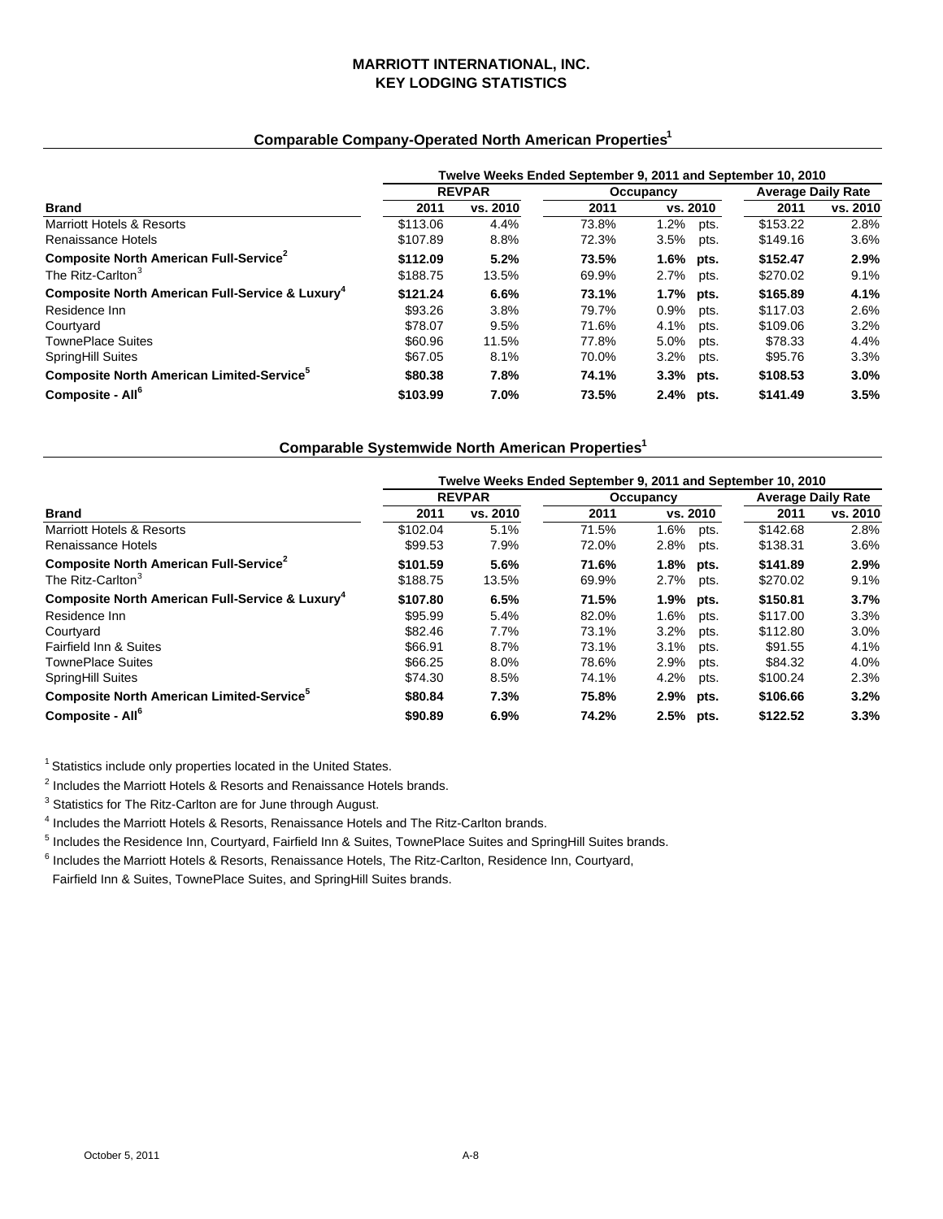# MARRIOTT INTERNATIONAL, INC.
# KEY LODGING STATISTICS

## Comparable Company-Operated North American Properties[1]

| | Twelve Weeks Ended September 9, 2011 and September 10, 2010 | | | | | |
|---|---|---|---|---|---|---|
| | REVPAR | | Occupancy | | Average Daily Rate | |
| **Brand** | **2011** | **vs. 2010** | **2011** | **vs. 2010** | **2011** | **vs. 2010** |
| Marriott Hotels & Resorts | $113.06 | 4.4% | 73.8% | 1.2% pts. | $153.22 | 2.8% |
| Renaissance Hotels | $107.89 | 8.8% | 72.3% | 3.5% pts. | $149.16 | 3.6% |
| **Composite North American Full-Service[2]** | **$112.09** | **5.2%** | **73.5%** | **1.6% pts.** | **$152.47** | **2.9%** |
| The Ritz-Carlton[3] | $188.75 | 13.5% | 69.9% | 2.7% pts. | $270.02 | 9.1% |
| **Composite North American Full-Service & Luxury[4]** | **$121.24** | **6.6%** | **73.1%** | **1.7% pts.** | **$165.89** | **4.1%** |
| Residence Inn | $93.26 | 3.8% | 79.7% | 0.9% pts. | $117.03 | 2.6% |
| Courtyard | $78.07 | 9.5% | 71.6% | 4.1% pts. | $109.06 | 3.2% |
| TownePlace Suites | $60.96 | 11.5% | 77.8% | 5.0% pts. | $78.33 | 4.4% |
| SpringHill Suites | $67.05 | 8.1% | 70.0% | 3.2% pts. | $95.76 | 3.3% |
| **Composite North American Limited-Service[5]** | **$80.38** | **7.8%** | **74.1%** | **3.3% pts.** | **$108.53** | **3.0%** |
| **Composite - All[6]** | **$103.99** | **7.0%** | **73.5%** | **2.4% pts.** | **$141.49** | **3.5%** |

## Comparable Systemwide North American Properties[1]

| | Twelve Weeks Ended September 9, 2011 and September 10, 2010 | | | | | |
|---|---|---|---|---|---|---|
| | REVPAR | | Occupancy | | Average Daily Rate | |
| **Brand** | **2011** | **vs. 2010** | **2011** | **vs. 2010** | **2011** | **vs. 2010** |
| Marriott Hotels & Resorts | $102.04 | 5.1% | 71.5% | 1.6% pts. | $142.68 | 2.8% |
| Renaissance Hotels | $99.53 | 7.9% | 72.0% | 2.8% pts. | $138.31 | 3.6% |
| **Composite North American Full-Service[2]** | **$101.59** | **5.6%** | **71.6%** | **1.8% pts.** | **$141.89** | **2.9%** |
| The Ritz-Carlton[3] | $188.75 | 13.5% | 69.9% | 2.7% pts. | $270.02 | 9.1% |
| **Composite North American Full-Service & Luxury[4]** | **$107.80** | **6.5%** | **71.5%** | **1.9% pts.** | **$150.81** | **3.7%** |
| Residence Inn | $95.99 | 5.4% | 82.0% | 1.6% pts. | $117.00 | 3.3% |
| Courtyard | $82.46 | 7.7% | 73.1% | 3.2% pts. | $112.80 | 3.0% |
| Fairfield Inn & Suites | $66.91 | 8.7% | 73.1% | 3.1% pts. | $91.55 | 4.1% |
| TownePlace Suites | $66.25 | 8.0% | 78.6% | 2.9% pts. | $84.32 | 4.0% |
| SpringHill Suites | $74.30 | 8.5% | 74.1% | 4.2% pts. | $100.24 | 2.3% |
| **Composite North American Limited-Service[5]** | **$80.84** | **7.3%** | **75.8%** | **2.9% pts.** | **$106.66** | **3.2%** |
| **Composite - All[6]** | **$90.89** | **6.9%** | **74.2%** | **2.5% pts.** | **$122.52** | **3.3%** |

[1] Statistics include only properties located in the United States.

[2] Includes the Marriott Hotels & Resorts and Renaissance Hotels brands.

[3] Statistics for The Ritz-Carlton are for June through August.

[4] Includes the Marriott Hotels & Resorts, Renaissance Hotels and The Ritz-Carlton brands.

[5] Includes the Residence Inn, Courtyard, Fairfield Inn & Suites, TownePlace Suites and SpringHill Suites brands.

[6] Includes the Marriott Hotels & Resorts, Renaissance Hotels, The Ritz-Carlton, Residence Inn, Courtyard, Fairfield Inn & Suites, TownePlace Suites, and SpringHill Suites brands.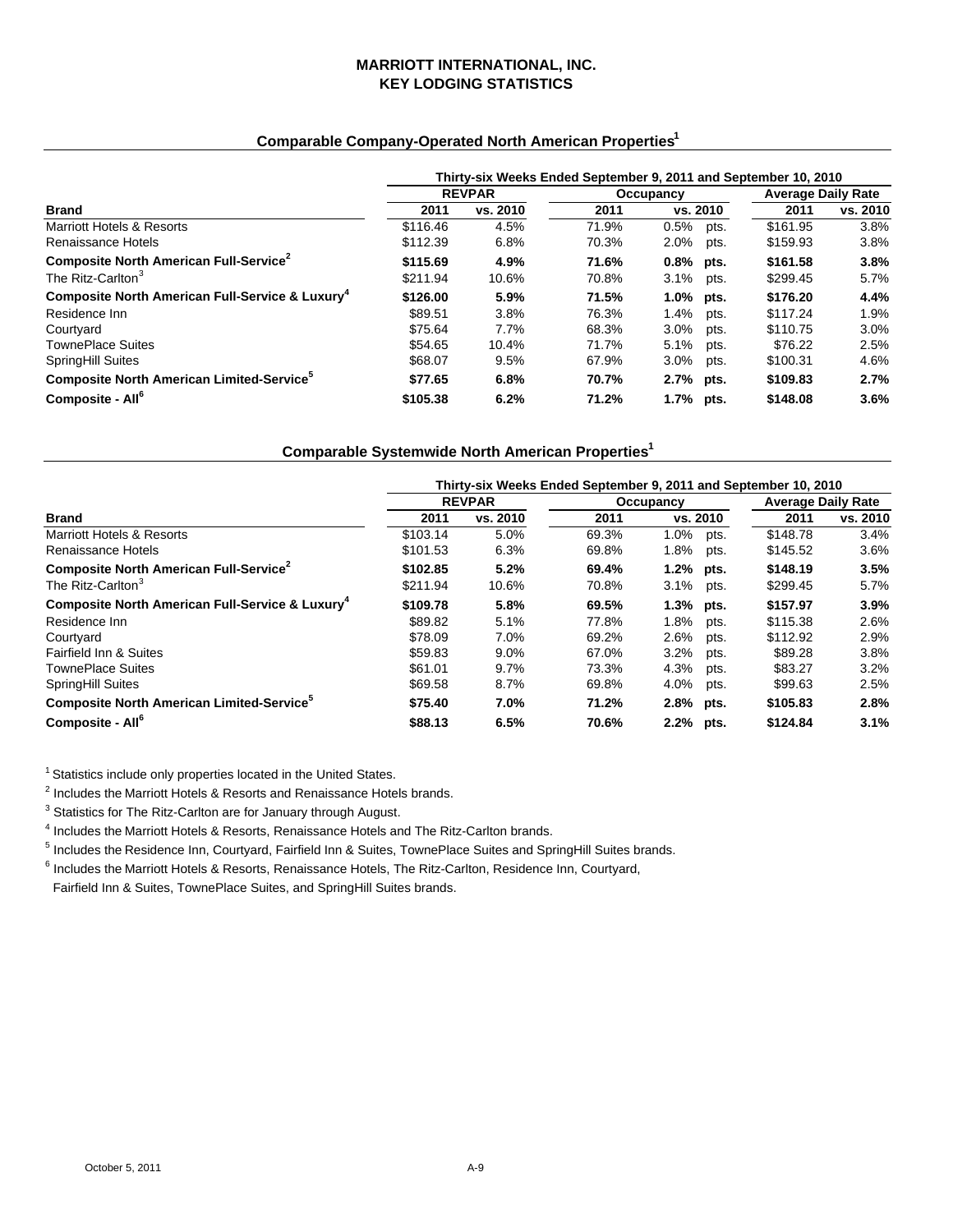# MARRIOTT INTERNATIONAL, INC.
# KEY LODGING STATISTICS

## Comparable Company-Operated North American Properties[1]

| | Thirty-six Weeks Ended September 9, 2011 and September 10, 2010 | | | | | |
|---|---|---|---|---|---|---|
| | REVPAR | | Occupancy | | Average Daily Rate | |
| **Brand** | **2011** | **vs. 2010** | **2011** | **vs. 2010** | **2011** | **vs. 2010** |
| Marriott Hotels & Resorts | $116.46 | 4.5% | 71.9% | 0.5% pts. | $161.95 | 3.8% |
| Renaissance Hotels | $112.39 | 6.8% | 70.3% | 2.0% pts. | $159.93 | 3.8% |
| **Composite North American Full-Service[2]** | **$115.69** | **4.9%** | **71.6%** | **0.8% pts.** | **$161.58** | **3.8%** |
| The Ritz-Carlton[3] | $211.94 | 10.6% | 70.8% | 3.1% pts. | $299.45 | 5.7% |
| **Composite North American Full-Service & Luxury[4]** | **$126.00** | **5.9%** | **71.5%** | **1.0% pts.** | **$176.20** | **4.4%** |
| Residence Inn | $89.51 | 3.8% | 76.3% | 1.4% pts. | $117.24 | 1.9% |
| Courtyard | $75.64 | 7.7% | 68.3% | 3.0% pts. | $110.75 | 3.0% |
| TownePlace Suites | $54.65 | 10.4% | 71.7% | 5.1% pts. | $76.22 | 2.5% |
| SpringHill Suites | $68.07 | 9.5% | 67.9% | 3.0% pts. | $100.31 | 4.6% |
| **Composite North American Limited-Service[5]** | **$77.65** | **6.8%** | **70.7%** | **2.7% pts.** | **$109.83** | **2.7%** |
| **Composite - All[6]** | **$105.38** | **6.2%** | **71.2%** | **1.7% pts.** | **$148.08** | **3.6%** |

## Comparable Systemwide North American Properties[1]

| | Thirty-six Weeks Ended September 9, 2011 and September 10, 2010 | | | | | |
|---|---|---|---|---|---|---|
| | REVPAR | | Occupancy | | Average Daily Rate | |
| **Brand** | **2011** | **vs. 2010** | **2011** | **vs. 2010** | **2011** | **vs. 2010** |
| Marriott Hotels & Resorts | $103.14 | 5.0% | 69.3% | 1.0% pts. | $148.78 | 3.4% |
| Renaissance Hotels | $101.53 | 6.3% | 69.8% | 1.8% pts. | $145.52 | 3.6% |
| **Composite North American Full-Service[2]** | **$102.85** | **5.2%** | **69.4%** | **1.2% pts.** | **$148.19** | **3.5%** |
| The Ritz-Carlton[3] | $211.94 | 10.6% | 70.8% | 3.1% pts. | $299.45 | 5.7% |
| **Composite North American Full-Service & Luxury[4]** | **$109.78** | **5.8%** | **69.5%** | **1.3% pts.** | **$157.97** | **3.9%** |
| Residence Inn | $89.82 | 5.1% | 77.8% | 1.8% pts. | $115.38 | 2.6% |
| Courtyard | $78.09 | 7.0% | 69.2% | 2.6% pts. | $112.92 | 2.9% |
| Fairfield Inn & Suites | $59.83 | 9.0% | 67.0% | 3.2% pts. | $89.28 | 3.8% |
| TownePlace Suites | $61.01 | 9.7% | 73.3% | 4.3% pts. | $83.27 | 3.2% |
| SpringHill Suites | $69.58 | 8.7% | 69.8% | 4.0% pts. | $99.63 | 2.5% |
| **Composite North American Limited-Service[5]** | **$75.40** | **7.0%** | **71.2%** | **2.8% pts.** | **$105.83** | **2.8%** |
| **Composite - All[6]** | **$88.13** | **6.5%** | **70.6%** | **2.2% pts.** | **$124.84** | **3.1%** |

[1] Statistics include only properties located in the United States.

[2] Includes the Marriott Hotels & Resorts and Renaissance Hotels brands.

[3] Statistics for The Ritz-Carlton are for January through August.

[4] Includes the Marriott Hotels & Resorts, Renaissance Hotels and The Ritz-Carlton brands.

[5] Includes the Residence Inn, Courtyard, Fairfield Inn & Suites, TownePlace Suites and SpringHill Suites brands.

[6] Includes the Marriott Hotels & Resorts, Renaissance Hotels, The Ritz-Carlton, Residence Inn, Courtyard, Fairfield Inn & Suites, TownePlace Suites, and SpringHill Suites brands.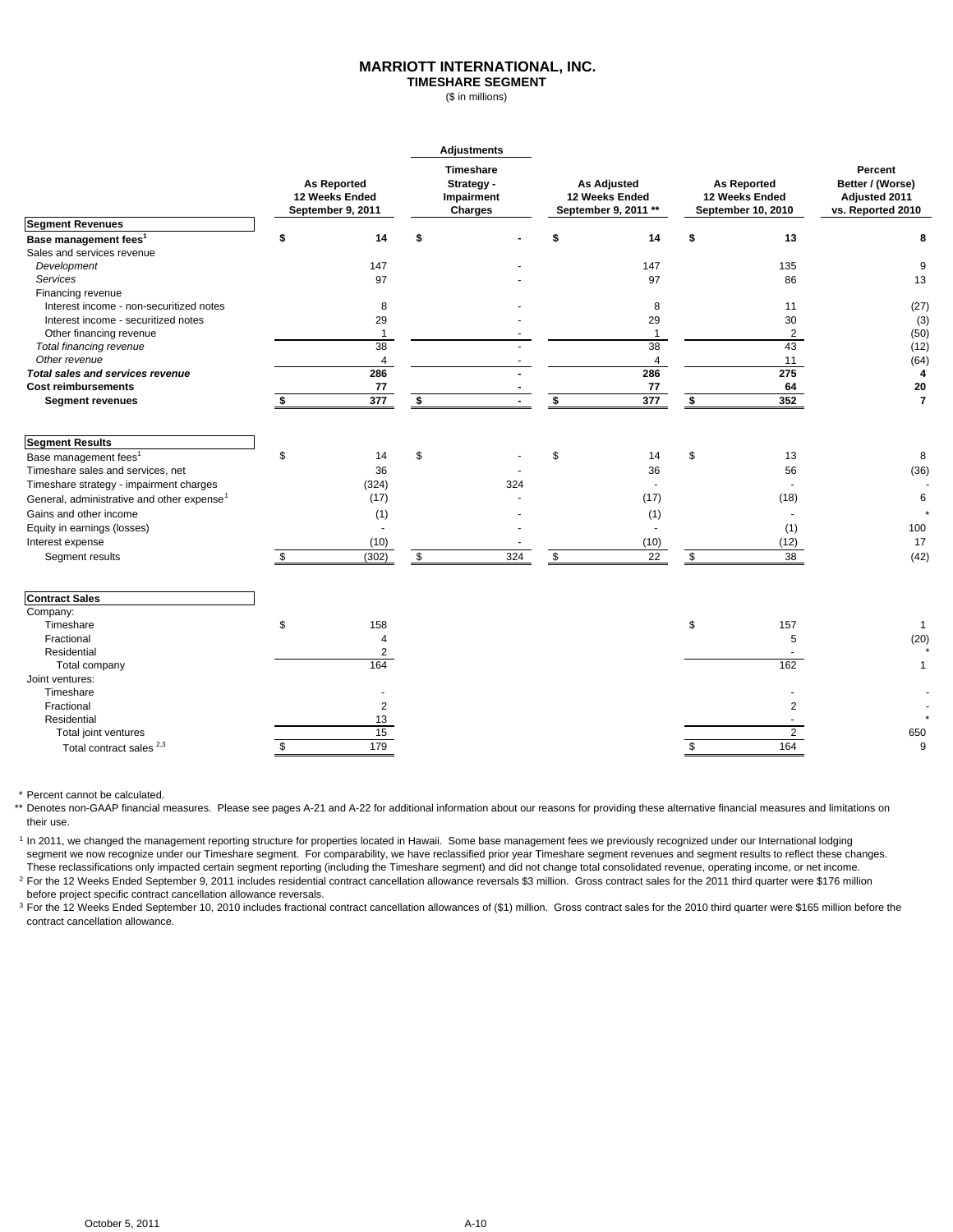# MARRIOTT INTERNATIONAL, INC.
## TIMESHARE SEGMENT
($ in millions)

| | As Reported 12 Weeks Ended September 9, 2011 | Adjustments: Timeshare Strategy - Impairment Charges | As Adjusted 12 Weeks Ended September 9, 2011 ** | As Reported 12 Weeks Ended September 10, 2010 | Percent Better / (Worse) Adjusted 2011 vs. Reported 2010 |
|---|---|---|---|---|---|
| **Segment Revenues** | | | | | |
| **Base management fees[1]** | **$ 14** | **$ -** | **$ 14** | **$ 13** | **8** |
| Sales and services revenue | | | | | |
| *Development* | 147 | - | 147 | 135 | 9 |
| *Services* | 97 | - | 97 | 86 | 13 |
| Financing revenue | | | | | |
| Interest income - non-securitized notes | 8 | - | 8 | 11 | (27) |
| Interest income - securitized notes | 29 | - | 29 | 30 | (3) |
| Other financing revenue | 1 | - | 1 | 2 | (50) |
| *Total financing revenue* | 38 | - | 38 | 43 | (12) |
| *Other revenue* | 4 | - | 4 | 11 | (64) |
| ***Total sales and services revenue*** | **286** | **-** | **286** | **275** | **4** |
| **Cost reimbursements** | **77** | **-** | **77** | **64** | **20** |
| **Segment revenues** | **$ 377** | **$ -** | **$ 377** | **$ 352** | **7** |
| **Segment Results** | | | | | |
| Base management fees[1] | $ 14 | $ - | $ 14 | $ 13 | 8 |
| Timeshare sales and services, net | 36 | - | 36 | 56 | (36) |
| Timeshare strategy - impairment charges | (324) | 324 | - | - | - |
| General, administrative and other expense[1] | (17) | - | (17) | (18) | 6 |
| Gains and other income | (1) | - | (1) | - | * |
| Equity in earnings (losses) | - | - | - | (1) | 100 |
| Interest expense | (10) | - | (10) | (12) | 17 |
| Segment results | $ (302) | $ 324 | $ 22 | $ 38 | (42) |
| **Contract Sales** | | | | | |
| Company: | | | | | |
| Timeshare | $ 158 | | | $ 157 | 1 |
| Fractional | 4 | | | 5 | (20) |
| Residential | 2 | | | - | * |
| Total company | 164 | | | 162 | 1 |
| Joint ventures: | | | | | |
| Timeshare | - | | | - | - |
| Fractional | 2 | | | 2 | - |
| Residential | 13 | | | - | * |
| Total joint ventures | 15 | | | 2 | 650 |
| Total contract sales [2,3] | $ 179 | | | $ 164 | 9 |

\* Percent cannot be calculated.

** Denotes non-GAAP financial measures. Please see pages A-21 and A-22 for additional information about our reasons for providing these alternative financial measures and limitations on their use.

[1] In 2011, we changed the management reporting structure for properties located in Hawaii. Some base management fees we previously recognized under our International lodging segment we now recognize under our Timeshare segment. For comparability, we have reclassified prior year Timeshare segment revenues and segment results to reflect these changes. These reclassifications only impacted certain segment reporting (including the Timeshare segment) and did not change total consolidated revenue, operating income, or net income.

[2] For the 12 Weeks Ended September 9, 2011 includes residential contract cancellation allowance reversals $3 million. Gross contract sales for the 2011 third quarter were $176 million before project specific contract cancellation allowance reversals.

[3] For the 12 Weeks Ended September 10, 2010 includes fractional contract cancellation allowances of ($1) million. Gross contract sales for the 2010 third quarter were $165 million before the contract cancellation allowance.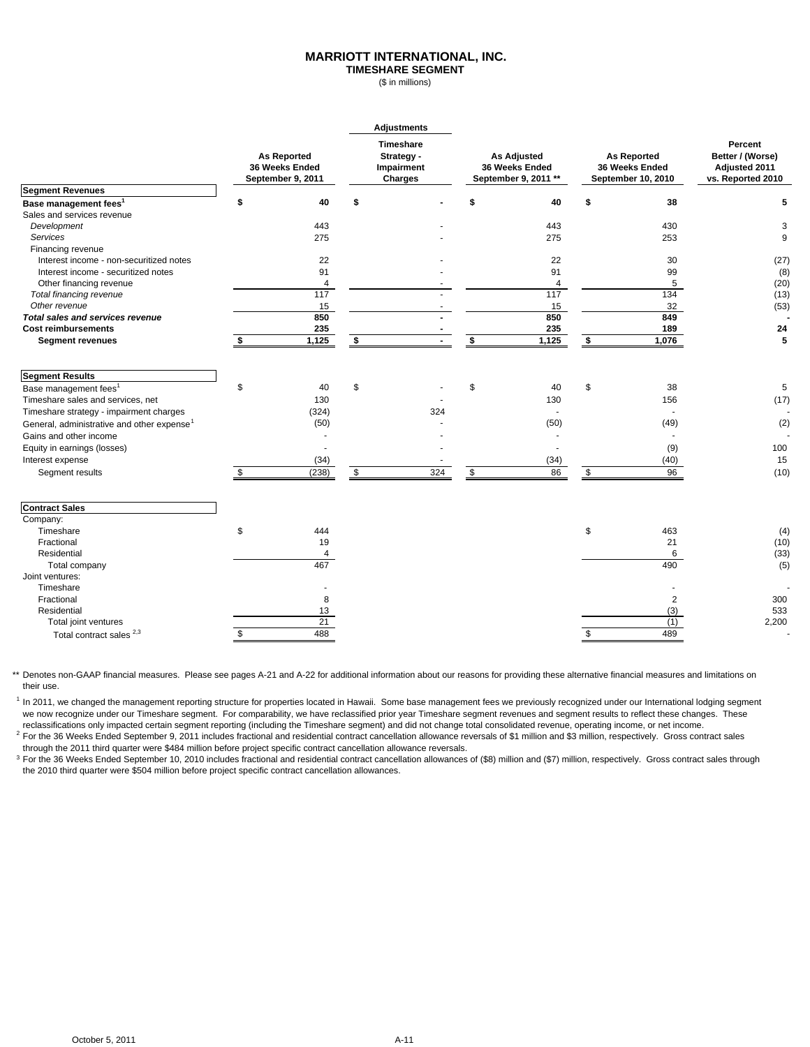# MARRIOTT INTERNATIONAL, INC.

## TIMESHARE SEGMENT

($ in millions)

| | As Reported 36 Weeks Ended September 9, 2011 | Adjustments: Timeshare Strategy - Impairment Charges | As Adjusted 36 Weeks Ended September 9, 2011 ** | As Reported 36 Weeks Ended September 10, 2010 | Percent Better / (Worse) Adjusted 2011 vs. Reported 2010 |
|---|---|---|---|---|---|
| **Segment Revenues** | | | | | |
| **Base management fees[1]** | **$ 40** | **$ -** | **$ 40** | **$ 38** | **5** |
| Sales and services revenue | | | | | |
| *Development* | 443 | - | 443 | 430 | 3 |
| *Services* | 275 | - | 275 | 253 | 9 |
| Financing revenue | | | | | |
| Interest income - non-securitized notes | 22 | - | 22 | 30 | (27) |
| Interest income - securitized notes | 91 | - | 91 | 99 | (8) |
| Other financing revenue | 4 | - | 4 | 5 | (20) |
| *Total financing revenue* | 117 | - | 117 | 134 | (13) |
| *Other revenue* | 15 | - | 15 | 32 | (53) |
| ***Total sales and services revenue*** | **850** | **-** | **850** | **849** | **-** |
| **Cost reimbursements** | **235** | **-** | **235** | **189** | **24** |
| **Segment revenues** | **$ 1,125** | **$ -** | **$ 1,125** | **$ 1,076** | **5** |
| **Segment Results** | | | | | |
| Base management fees[1] | $ 40 | $ - | $ 40 | $ 38 | 5 |
| Timeshare sales and services, net | 130 | - | 130 | 156 | (17) |
| Timeshare strategy - impairment charges | (324) | 324 | - | - | - |
| General, administrative and other expense[1] | (50) | - | (50) | (49) | (2) |
| Gains and other income | - | - | - | - | - |
| Equity in earnings (losses) | - | - | - | (9) | 100 |
| Interest expense | (34) | - | (34) | (40) | 15 |
| Segment results | $ (238) | $ 324 | $ 86 | $ 96 | (10) |
| **Contract Sales** | | | | | |
| Company: | | | | | |
| Timeshare | $ 444 | | | $ 463 | (4) |
| Fractional | 19 | | | 21 | (10) |
| Residential | 4 | | | 6 | (33) |
| Total company | 467 | | | 490 | (5) |
| Joint ventures: | | | | | |
| Timeshare | - | | | - | - |
| Fractional | 8 | | | 2 | 300 |
| Residential | 13 | | | (3) | 533 |
| Total joint ventures | 21 | | | (1) | 2,200 |
| Total contract sales [2,3] | $ 488 | | | $ 489 | - |

** Denotes non-GAAP financial measures. Please see pages A-21 and A-22 for additional information about our reasons for providing these alternative financial measures and limitations on their use.

[1] In 2011, we changed the management reporting structure for properties located in Hawaii. Some base management fees we previously recognized under our International lodging segment we now recognize under our Timeshare segment. For comparability, we have reclassified prior year Timeshare segment revenues and segment results to reflect these changes. These reclassifications only impacted certain segment reporting (including the Timeshare segment) and did not change total consolidated revenue, operating income, or net income.

[2] For the 36 Weeks Ended September 9, 2011 includes fractional and residential contract cancellation allowance reversals of $1 million and $3 million, respectively. Gross contract sales through the 2011 third quarter were $484 million before project specific contract cancellation allowance reversals.

[3] For the 36 Weeks Ended September 10, 2010 includes fractional and residential contract cancellation allowances of ($8) million and ($7) million, respectively. Gross contract sales through the 2010 third quarter were $504 million before project specific contract cancellation allowances.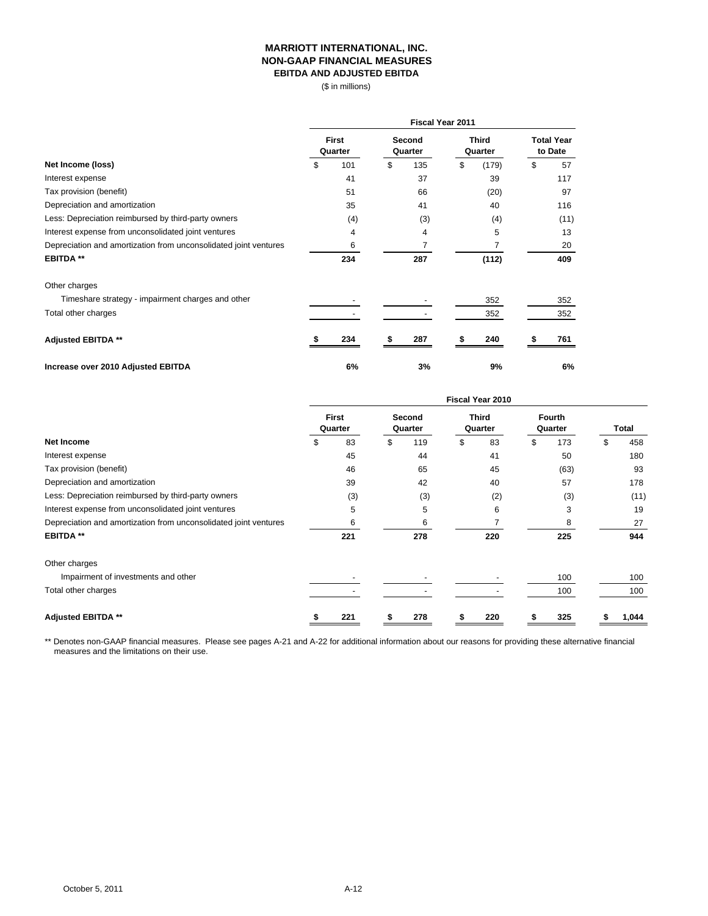# MARRIOTT INTERNATIONAL, INC.
## NON-GAAP FINANCIAL MEASURES
### EBITDA AND ADJUSTED EBITDA

($ in millions)

| | Fiscal Year 2011 | | | |
|---|---|---|---|---|
| | First Quarter | Second Quarter | Third Quarter | Total Year to Date |
| **Net Income (loss)** | $ 101 | $ 135 | $ (179) | $ 57 |
| Interest expense | 41 | 37 | 39 | 117 |
| Tax provision (benefit) | 51 | 66 | (20) | 97 |
| Depreciation and amortization | 35 | 41 | 40 | 116 |
| Less: Depreciation reimbursed by third-party owners | (4) | (3) | (4) | (11) |
| Interest expense from unconsolidated joint ventures | 4 | 4 | 5 | 13 |
| Depreciation and amortization from unconsolidated joint ventures | 6 | 7 | 7 | 20 |
| **EBITDA \*\*** | **234** | **287** | **(112)** | **409** |
| Other charges | | | | |
| Timeshare strategy - impairment charges and other | - | - | 352 | 352 |
| Total other charges | - | - | 352 | 352 |
| **Adjusted EBITDA \*\*** | **$ 234** | **$ 287** | **$ 240** | **$ 761** |
| **Increase over 2010 Adjusted EBITDA** | **6%** | **3%** | **9%** | **6%** |

| | Fiscal Year 2010 | | | | |
|---|---|---|---|---|---|
| | First Quarter | Second Quarter | Third Quarter | Fourth Quarter | Total |
| **Net Income** | $ 83 | $ 119 | $ 83 | $ 173 | $ 458 |
| Interest expense | 45 | 44 | 41 | 50 | 180 |
| Tax provision (benefit) | 46 | 65 | 45 | (63) | 93 |
| Depreciation and amortization | 39 | 42 | 40 | 57 | 178 |
| Less: Depreciation reimbursed by third-party owners | (3) | (3) | (2) | (3) | (11) |
| Interest expense from unconsolidated joint ventures | 5 | 5 | 6 | 3 | 19 |
| Depreciation and amortization from unconsolidated joint ventures | 6 | 6 | 7 | 8 | 27 |
| **EBITDA \*\*** | **221** | **278** | **220** | **225** | **944** |
| Other charges | | | | | |
| Impairment of investments and other | - | - | - | 100 | 100 |
| Total other charges | - | - | - | 100 | 100 |
| **Adjusted EBITDA \*\*** | **$ 221** | **$ 278** | **$ 220** | **$ 325** | **$ 1,044** |

** Denotes non-GAAP financial measures. Please see pages A-21 and A-22 for additional information about our reasons for providing these alternative financial measures and the limitations on their use.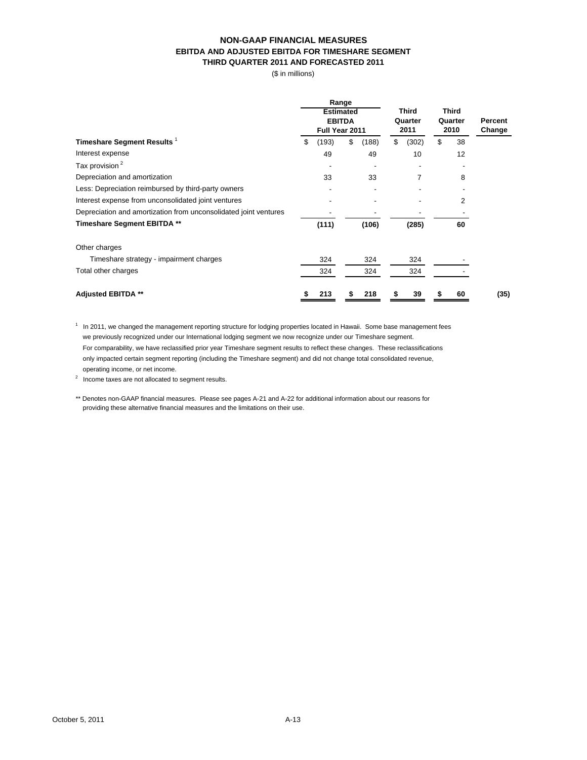# NON-GAAP FINANCIAL MEASURES
## EBITDA AND ADJUSTED EBITDA FOR TIMESHARE SEGMENT
### THIRD QUARTER 2011 AND FORECASTED 2011

($ in millions)

| | Range Estimated EBITDA Full Year 2011 | | Third Quarter 2011 | Third Quarter 2010 | Percent Change |
|---|---|---|---|---|---|
| **Timeshare Segment Results** [1] | $ (193) | $ (188) | $ (302) | $ 38 | |
| Interest expense | 49 | 49 | 10 | 12 | |
| Tax provision [2] | - | - | - | - | |
| Depreciation and amortization | 33 | 33 | 7 | 8 | |
| Less: Depreciation reimbursed by third-party owners | - | - | - | - | |
| Interest expense from unconsolidated joint ventures | - | - | - | 2 | |
| Depreciation and amortization from unconsolidated joint ventures | - | - | - | - | |
| **Timeshare Segment EBITDA \*\*** | **(111)** | **(106)** | **(285)** | **60** | |
| Other charges | | | | | |
| Timeshare strategy - impairment charges | 324 | 324 | 324 | - | |
| Total other charges | 324 | 324 | 324 | - | |
| **Adjusted EBITDA \*\*** | **$ 213** | **$ 218** | **$ 39** | **$ 60** | **(35)** |

[1] In 2011, we changed the management reporting structure for lodging properties located in Hawaii. Some base management fees we previously recognized under our International lodging segment we now recognize under our Timeshare segment. For comparability, we have reclassified prior year Timeshare segment results to reflect these changes. These reclassifications only impacted certain segment reporting (including the Timeshare segment) and did not change total consolidated revenue, operating income, or net income.

[2] Income taxes are not allocated to segment results.

** Denotes non-GAAP financial measures. Please see pages A-21 and A-22 for additional information about our reasons for providing these alternative financial measures and the limitations on their use.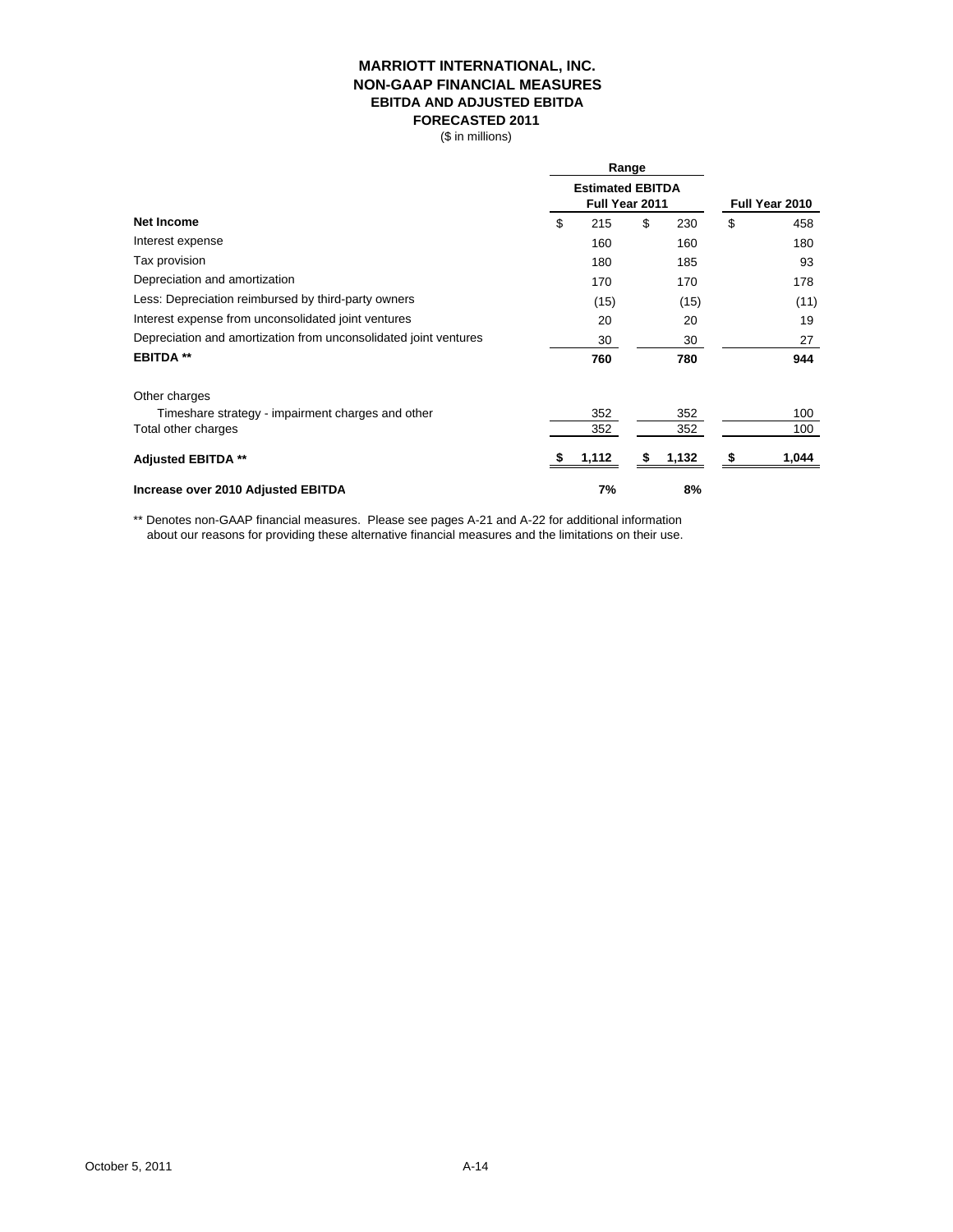# MARRIOTT INTERNATIONAL, INC.
## NON-GAAP FINANCIAL MEASURES
### EBITDA AND ADJUSTED EBITDA
### FORECASTED 2011

($ in millions)

| | Range | | |
|---|---|---|---|
| | Estimated EBITDA Full Year 2011 | | Full Year 2010 |
| **Net Income** | $ 215 | $ 230 | $ 458 |
| Interest expense | 160 | 160 | 180 |
| Tax provision | 180 | 185 | 93 |
| Depreciation and amortization | 170 | 170 | 178 |
| Less: Depreciation reimbursed by third-party owners | (15) | (15) | (11) |
| Interest expense from unconsolidated joint ventures | 20 | 20 | 19 |
| Depreciation and amortization from unconsolidated joint ventures | 30 | 30 | 27 |
| **EBITDA \*\*** | **760** | **780** | **944** |
| Other charges | | | |
| Timeshare strategy - impairment charges and other | 352 | 352 | 100 |
| Total other charges | 352 | 352 | 100 |
| **Adjusted EBITDA \*\*** | **$ 1,112** | **$ 1,132** | **$ 1,044** |
| **Increase over 2010 Adjusted EBITDA** | **7%** | **8%** | |

** Denotes non-GAAP financial measures. Please see pages A-21 and A-22 for additional information about our reasons for providing these alternative financial measures and the limitations on their use.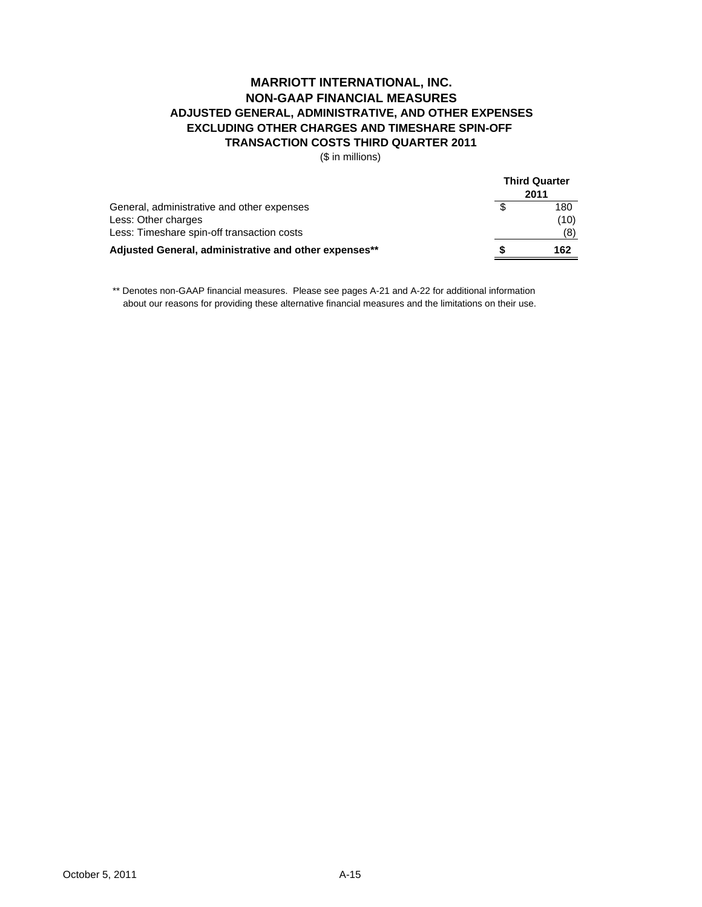# MARRIOTT INTERNATIONAL, INC.
## NON-GAAP FINANCIAL MEASURES
## ADJUSTED GENERAL, ADMINISTRATIVE, AND OTHER EXPENSES EXCLUDING OTHER CHARGES AND TIMESHARE SPIN-OFF TRANSACTION COSTS THIRD QUARTER 2011

($ in millions)

| | Third Quarter 2011 |
|---|---|
| General, administrative and other expenses | $ 180 |
| Less: Other charges | (10) |
| Less: Timeshare spin-off transaction costs | (8) |
| **Adjusted General, administrative and other expenses**** | **$ 162** |

** Denotes non-GAAP financial measures. Please see pages A-21 and A-22 for additional information about our reasons for providing these alternative financial measures and the limitations on their use.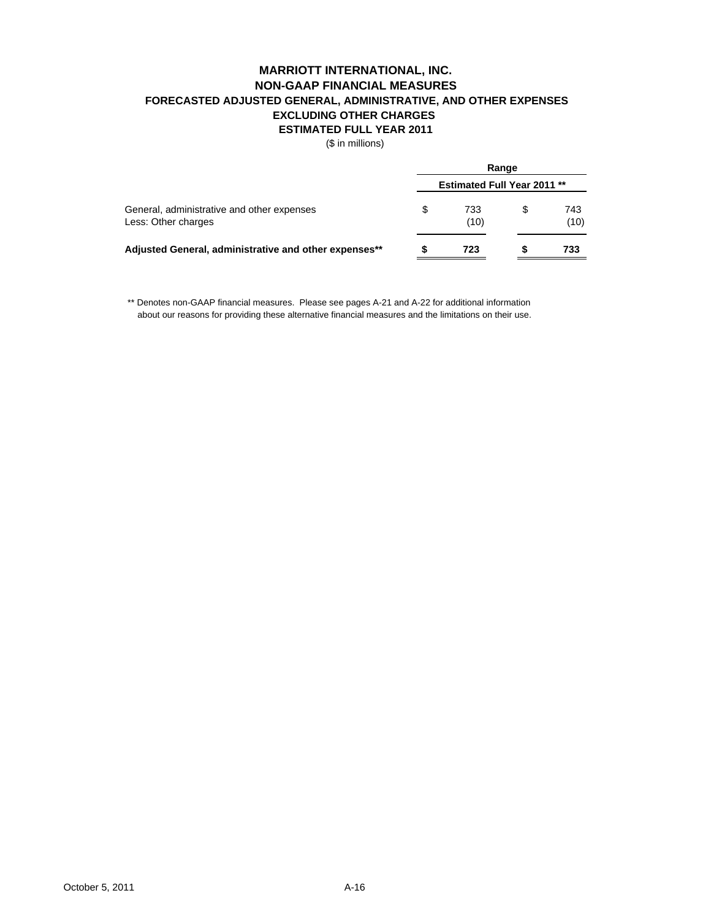# MARRIOTT INTERNATIONAL, INC.
## NON-GAAP FINANCIAL MEASURES
## FORECASTED ADJUSTED GENERAL, ADMINISTRATIVE, AND OTHER EXPENSES EXCLUDING OTHER CHARGES
## ESTIMATED FULL YEAR 2011

($ in millions)

| | Range | |
|---|---|---|
| | Estimated Full Year 2011 ** | |
| General, administrative and other expenses | $ 733 | $ 743 |
| Less: Other charges | (10) | (10) |
| **Adjusted General, administrative and other expenses**** | **$ 723** | **$ 733** |

** Denotes non-GAAP financial measures. Please see pages A-21 and A-22 for additional information about our reasons for providing these alternative financial measures and the limitations on their use.

October 5, 2011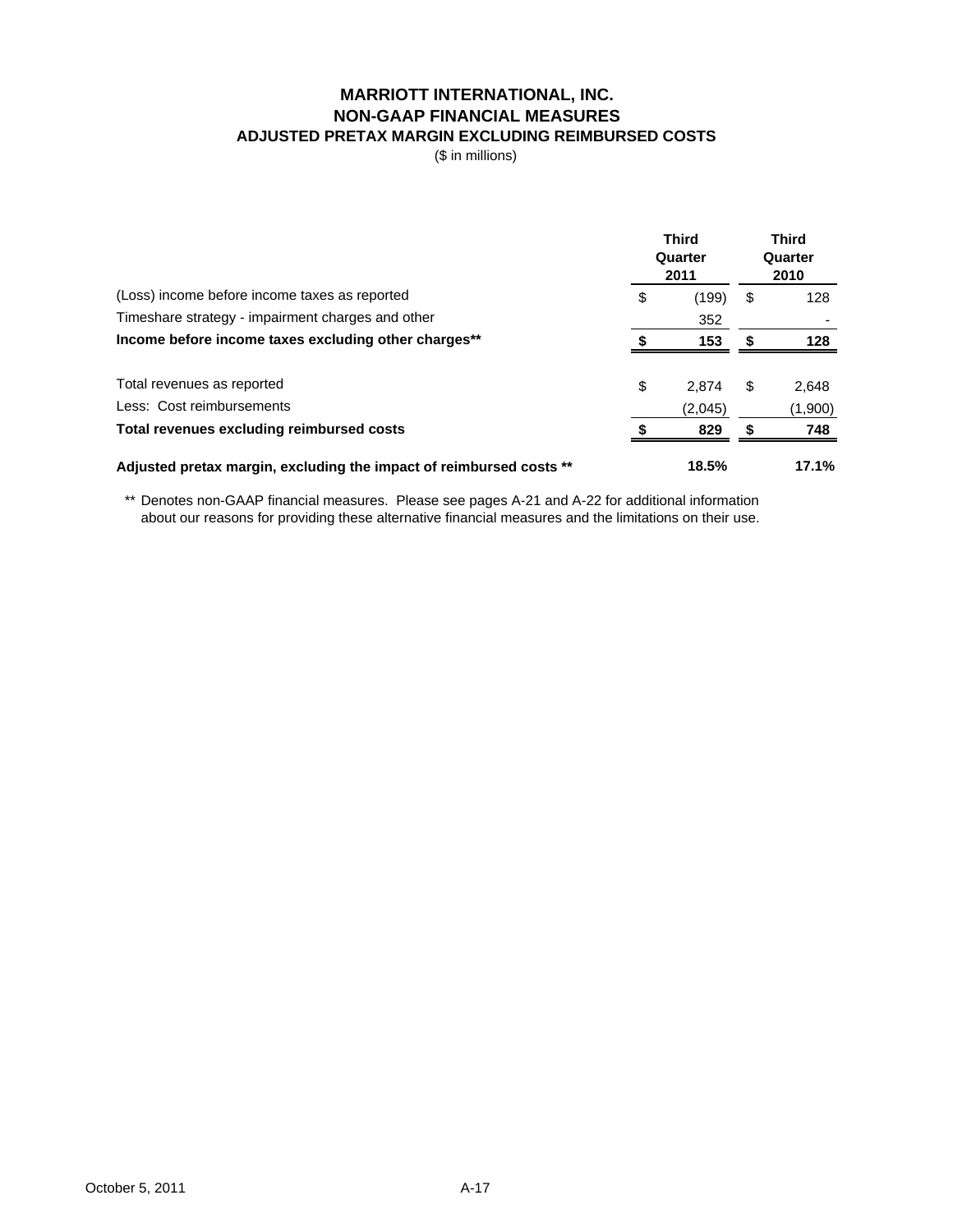# MARRIOTT INTERNATIONAL, INC.
## NON-GAAP FINANCIAL MEASURES
### ADJUSTED PRETAX MARGIN EXCLUDING REIMBURSED COSTS

($ in millions)

| | Third Quarter 2011 | Third Quarter 2010 |
|---|---|---|
| (Loss) income before income taxes as reported | $ (199) | $ 128 |
| Timeshare strategy - impairment charges and other | 352 | - |
| **Income before income taxes excluding other charges\*\*** | **$ 153** | **$ 128** |
| | | |
| Total revenues as reported | $ 2,874 | $ 2,648 |
| Less: Cost reimbursements | (2,045) | (1,900) |
| **Total revenues excluding reimbursed costs** | **$ 829** | **$ 748** |
| | | |
| **Adjusted pretax margin, excluding the impact of reimbursed costs \*\*** | **18.5%** | **17.1%** |

\*\* Denotes non-GAAP financial measures. Please see pages A-21 and A-22 for additional information about our reasons for providing these alternative financial measures and the limitations on their use.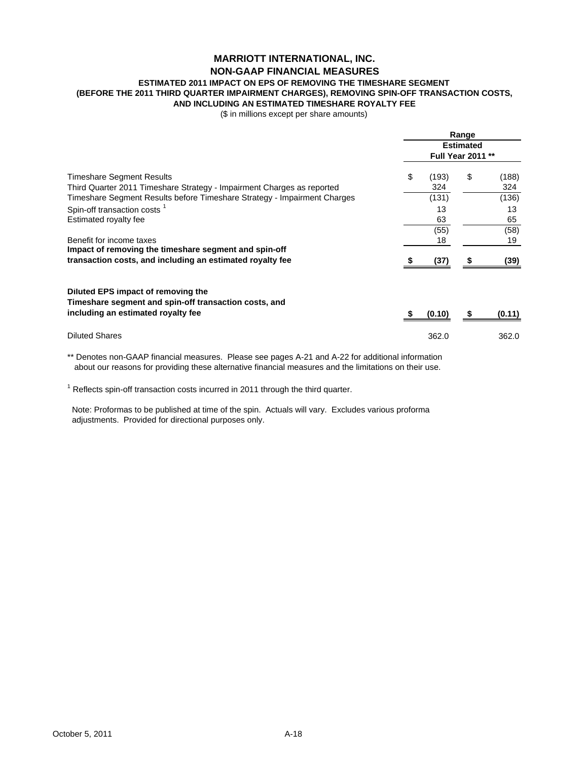# MARRIOTT INTERNATIONAL, INC.
## NON-GAAP FINANCIAL MEASURES
### ESTIMATED 2011 IMPACT ON EPS OF REMOVING THE TIMESHARE SEGMENT (BEFORE THE 2011 THIRD QUARTER IMPAIRMENT CHARGES), REMOVING SPIN-OFF TRANSACTION COSTS, AND INCLUDING AN ESTIMATED TIMESHARE ROYALTY FEE

($ in millions except per share amounts)

| | Range | |
|---|---|---|
| | Estimated Full Year 2011 ** | |
| Timeshare Segment Results | $ (193) | $ (188) |
| Third Quarter 2011 Timeshare Strategy - Impairment Charges as reported | 324 | 324 |
| Timeshare Segment Results before Timeshare Strategy - Impairment Charges | (131) | (136) |
| Spin-off transaction costs [1] | 13 | 13 |
| Estimated royalty fee | 63 | 65 |
| | (55) | (58) |
| Benefit for income taxes | 18 | 19 |
| **Impact of removing the timeshare segment and spin-off transaction costs, and including an estimated royalty fee** | **$ (37)** | **$ (39)** |
| | | |
| **Diluted EPS impact of removing the Timeshare segment and spin-off transaction costs, and including an estimated royalty fee** | **$ (0.10)** | **$ (0.11)** |
| | | |
| Diluted Shares | 362.0 | 362.0 |

** Denotes non-GAAP financial measures. Please see pages A-21 and A-22 for additional information about our reasons for providing these alternative financial measures and the limitations on their use.

[1] Reflects spin-off transaction costs incurred in 2011 through the third quarter.

Note: Proformas to be published at time of the spin. Actuals will vary. Excludes various proforma adjustments. Provided for directional purposes only.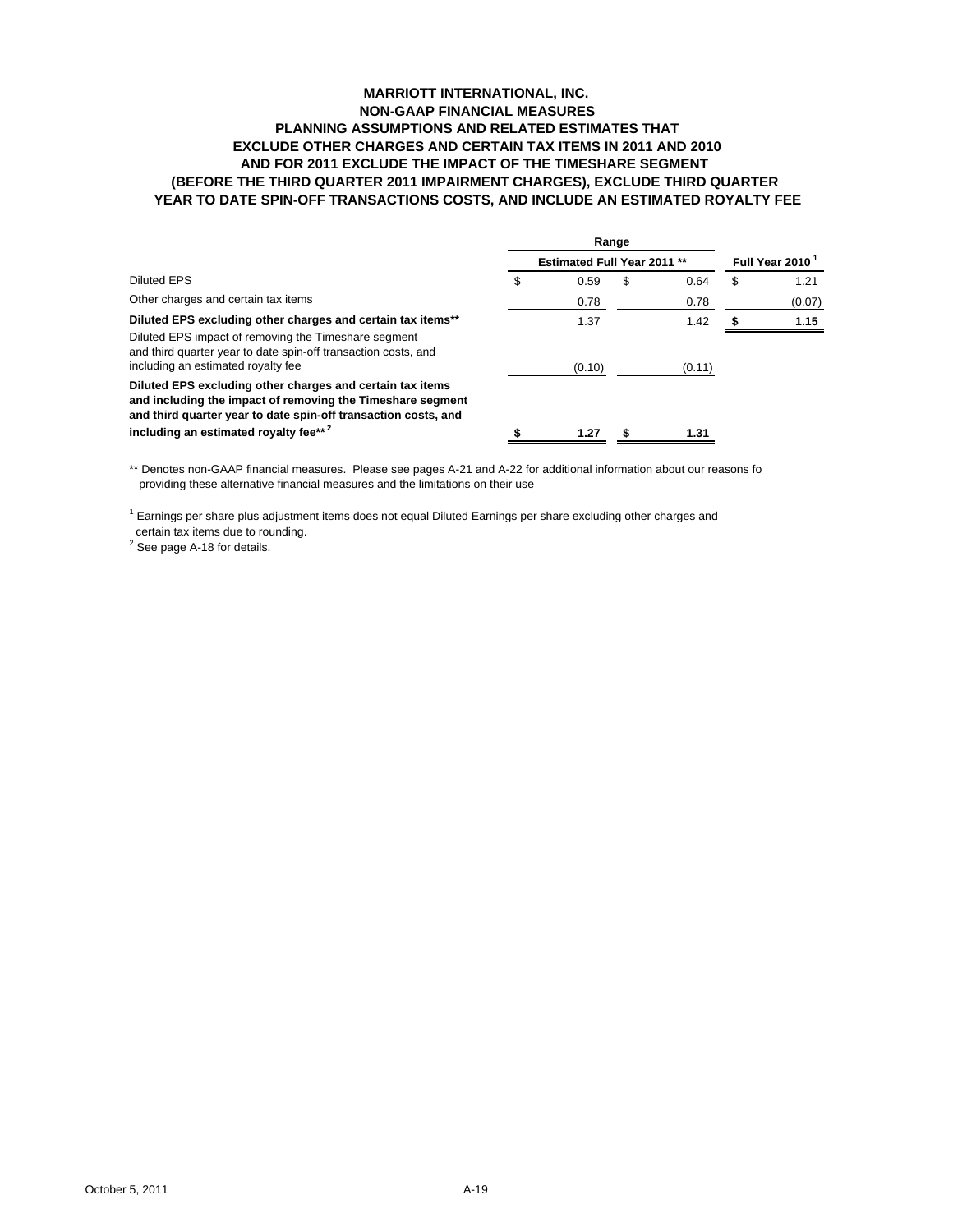# MARRIOTT INTERNATIONAL, INC.
## NON-GAAP FINANCIAL MEASURES
### PLANNING ASSUMPTIONS AND RELATED ESTIMATES THAT EXCLUDE OTHER CHARGES AND CERTAIN TAX ITEMS IN 2011 AND 2010 AND FOR 2011 EXCLUDE THE IMPACT OF THE TIMESHARE SEGMENT (BEFORE THE THIRD QUARTER 2011 IMPAIRMENT CHARGES), EXCLUDE THIRD QUARTER YEAR TO DATE SPIN-OFF TRANSACTIONS COSTS, AND INCLUDE AN ESTIMATED ROYALTY FEE

| | Range | | |
|---|---|---|---|
| | Estimated Full Year 2011 ** | | Full Year 2010 [1] |
| Diluted EPS | $ 0.59 | $ 0.64 | $ 1.21 |
| Other charges and certain tax items | 0.78 | 0.78 | (0.07) |
| **Diluted EPS excluding other charges and certain tax items**** | 1.37 | 1.42 | **$ 1.15** |
| Diluted EPS impact of removing the Timeshare segment and third quarter year to date spin-off transaction costs, and including an estimated royalty fee | (0.10) | (0.11) | |
| **Diluted EPS excluding other charges and certain tax items and including the impact of removing the Timeshare segment and third quarter year to date spin-off transaction costs, and including an estimated royalty fee** [2]** | **$ 1.27** | **$ 1.31** | |

** Denotes non-GAAP financial measures. Please see pages A-21 and A-22 for additional information about our reasons fo providing these alternative financial measures and the limitations on their use

[1] Earnings per share plus adjustment items does not equal Diluted Earnings per share excluding other charges and certain tax items due to rounding.

[2] See page A-18 for details.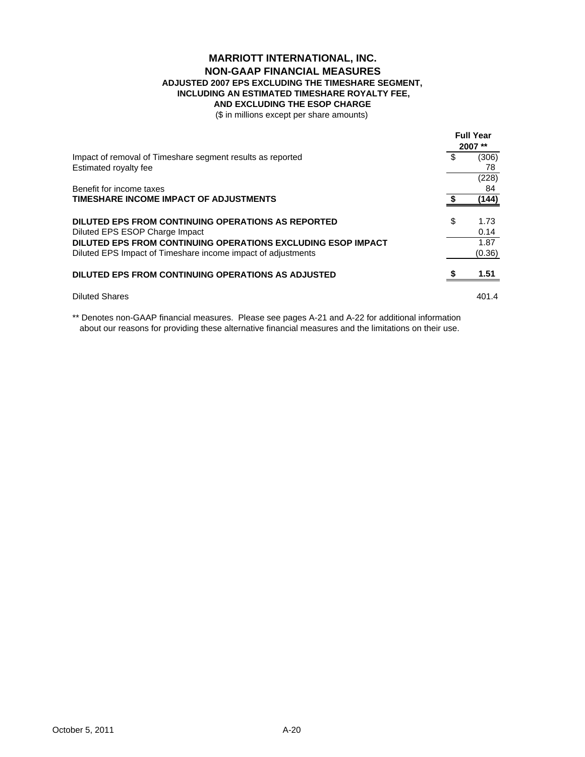# MARRIOTT INTERNATIONAL, INC.
## NON-GAAP FINANCIAL MEASURES
### ADJUSTED 2007 EPS EXCLUDING THE TIMESHARE SEGMENT, INCLUDING AN ESTIMATED TIMESHARE ROYALTY FEE, AND EXCLUDING THE ESOP CHARGE

($ in millions except per share amounts)

| | Full Year 2007 ** |
|---|---|
| Impact of removal of Timeshare segment results as reported | $ (306) |
| Estimated royalty fee | 78 |
| | (228) |
| Benefit for income taxes | 84 |
| **TIMESHARE INCOME IMPACT OF ADJUSTMENTS** | **$ (144)** |
| | |
| **DILUTED EPS FROM CONTINUING OPERATIONS AS REPORTED** | $ 1.73 |
| Diluted EPS ESOP Charge Impact | 0.14 |
| **DILUTED EPS FROM CONTINUING OPERATIONS EXCLUDING ESOP IMPACT** | 1.87 |
| Diluted EPS Impact of Timeshare income impact of adjustments | (0.36) |
| | |
| **DILUTED EPS FROM CONTINUING OPERATIONS AS ADJUSTED** | **$ 1.51** |
| | |
| Diluted Shares | 401.4 |

** Denotes non-GAAP financial measures. Please see pages A-21 and A-22 for additional information about our reasons for providing these alternative financial measures and the limitations on their use.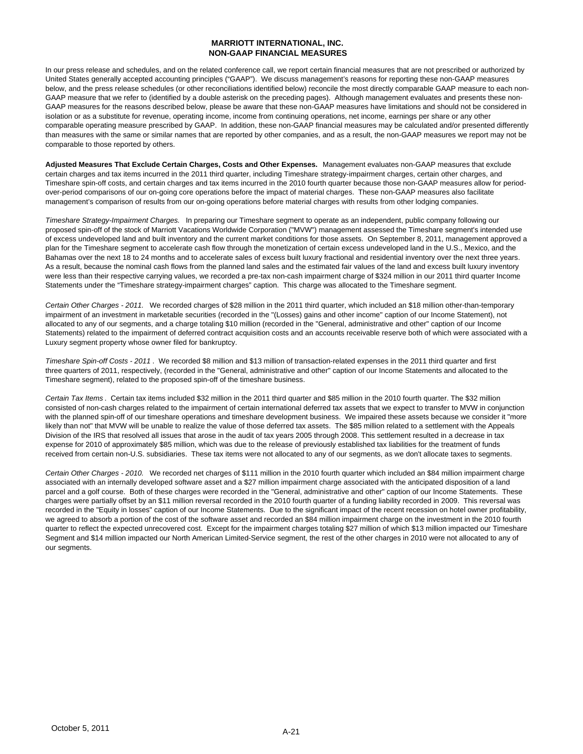# MARRIOTT INTERNATIONAL, INC.
# NON-GAAP FINANCIAL MEASURES

In our press release and schedules, and on the related conference call, we report certain financial measures that are not prescribed or authorized by United States generally accepted accounting principles ("GAAP"). We discuss management's reasons for reporting these non-GAAP measures below, and the press release schedules (or other reconciliations identified below) reconcile the most directly comparable GAAP measure to each non-GAAP measure that we refer to (identified by a double asterisk on the preceding pages). Although management evaluates and presents these non-GAAP measures for the reasons described below, please be aware that these non-GAAP measures have limitations and should not be considered in isolation or as a substitute for revenue, operating income, income from continuing operations, net income, earnings per share or any other comparable operating measure prescribed by GAAP. In addition, these non-GAAP financial measures may be calculated and/or presented differently than measures with the same or similar names that are reported by other companies, and as a result, the non-GAAP measures we report may not be comparable to those reported by others.

**Adjusted Measures That Exclude Certain Charges, Costs and Other Expenses.** Management evaluates non-GAAP measures that exclude certain charges and tax items incurred in the 2011 third quarter, including Timeshare strategy-impairment charges, certain other charges, and Timeshare spin-off costs, and certain charges and tax items incurred in the 2010 fourth quarter because those non-GAAP measures allow for period-over-period comparisons of our on-going core operations before the impact of material charges. These non-GAAP measures also facilitate management's comparison of results from our on-going operations before material charges with results from other lodging companies.

*Timeshare Strategy-Impairment Charges.* In preparing our Timeshare segment to operate as an independent, public company following our proposed spin-off of the stock of Marriott Vacations Worldwide Corporation ("MVW") management assessed the Timeshare segment's intended use of excess undeveloped land and built inventory and the current market conditions for those assets. On September 8, 2011, management approved a plan for the Timeshare segment to accelerate cash flow through the monetization of certain excess undeveloped land in the U.S., Mexico, and the Bahamas over the next 18 to 24 months and to accelerate sales of excess built luxury fractional and residential inventory over the next three years. As a result, because the nominal cash flows from the planned land sales and the estimated fair values of the land and excess built luxury inventory were less than their respective carrying values, we recorded a pre-tax non-cash impairment charge of $324 million in our 2011 third quarter Income Statements under the "Timeshare strategy-impairment charges" caption. This charge was allocated to the Timeshare segment.

*Certain Other Charges - 2011.* We recorded charges of $28 million in the 2011 third quarter, which included an $18 million other-than-temporary impairment of an investment in marketable securities (recorded in the "(Losses) gains and other income" caption of our Income Statement), not allocated to any of our segments, and a charge totaling $10 million (recorded in the "General, administrative and other" caption of our Income Statements) related to the impairment of deferred contract acquisition costs and an accounts receivable reserve both of which were associated with a Luxury segment property whose owner filed for bankruptcy.

*Timeshare Spin-off Costs - 2011 .* We recorded $8 million and $13 million of transaction-related expenses in the 2011 third quarter and first three quarters of 2011, respectively, (recorded in the "General, administrative and other" caption of our Income Statements and allocated to the Timeshare segment), related to the proposed spin-off of the timeshare business.

*Certain Tax Items .* Certain tax items included $32 million in the 2011 third quarter and $85 million in the 2010 fourth quarter. The $32 million consisted of non-cash charges related to the impairment of certain international deferred tax assets that we expect to transfer to MVW in conjunction with the planned spin-off of our timeshare operations and timeshare development business. We impaired these assets because we consider it "more likely than not" that MVW will be unable to realize the value of those deferred tax assets. The $85 million related to a settlement with the Appeals Division of the IRS that resolved all issues that arose in the audit of tax years 2005 through 2008. This settlement resulted in a decrease in tax expense for 2010 of approximately $85 million, which was due to the release of previously established tax liabilities for the treatment of funds received from certain non-U.S. subsidiaries. These tax items were not allocated to any of our segments, as we don't allocate taxes to segments.

*Certain Other Charges - 2010.* We recorded net charges of $111 million in the 2010 fourth quarter which included an $84 million impairment charge associated with an internally developed software asset and a $27 million impairment charge associated with the anticipated disposition of a land parcel and a golf course. Both of these charges were recorded in the "General, administrative and other" caption of our Income Statements. These charges were partially offset by an $11 million reversal recorded in the 2010 fourth quarter of a funding liability recorded in 2009. This reversal was recorded in the "Equity in losses" caption of our Income Statements. Due to the significant impact of the recent recession on hotel owner profitability, we agreed to absorb a portion of the cost of the software asset and recorded an $84 million impairment charge on the investment in the 2010 fourth quarter to reflect the expected unrecovered cost. Except for the impairment charges totaling $27 million of which $13 million impacted our Timeshare Segment and $14 million impacted our North American Limited-Service segment, the rest of the other charges in 2010 were not allocated to any of our segments.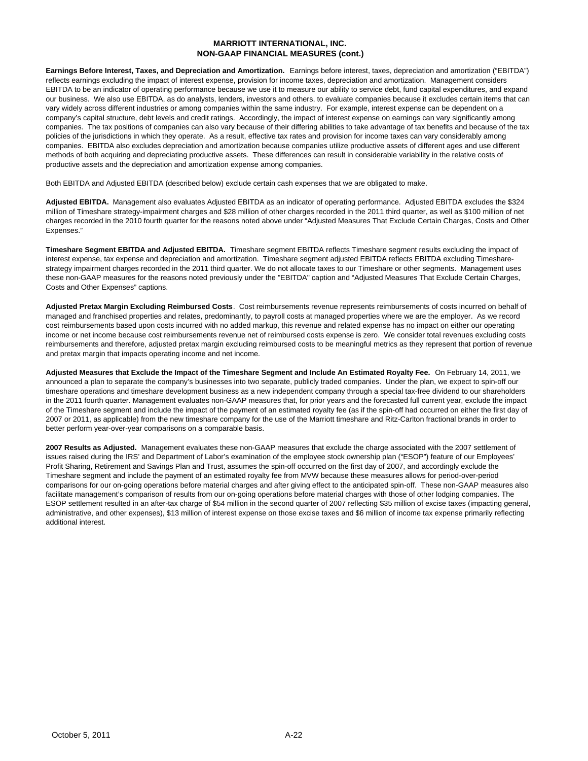**MARRIOTT INTERNATIONAL, INC.**
**NON-GAAP FINANCIAL MEASURES (cont.)**

**Earnings Before Interest, Taxes, and Depreciation and Amortization.** Earnings before interest, taxes, depreciation and amortization ("EBITDA") reflects earnings excluding the impact of interest expense, provision for income taxes, depreciation and amortization. Management considers EBITDA to be an indicator of operating performance because we use it to measure our ability to service debt, fund capital expenditures, and expand our business. We also use EBITDA, as do analysts, lenders, investors and others, to evaluate companies because it excludes certain items that can vary widely across different industries or among companies within the same industry. For example, interest expense can be dependent on a company's capital structure, debt levels and credit ratings. Accordingly, the impact of interest expense on earnings can vary significantly among companies. The tax positions of companies can also vary because of their differing abilities to take advantage of tax benefits and because of the tax policies of the jurisdictions in which they operate. As a result, effective tax rates and provision for income taxes can vary considerably among companies. EBITDA also excludes depreciation and amortization because companies utilize productive assets of different ages and use different methods of both acquiring and depreciating productive assets. These differences can result in considerable variability in the relative costs of productive assets and the depreciation and amortization expense among companies.

Both EBITDA and Adjusted EBITDA (described below) exclude certain cash expenses that we are obligated to make.

**Adjusted EBITDA.** Management also evaluates Adjusted EBITDA as an indicator of operating performance. Adjusted EBITDA excludes the $324 million of Timeshare strategy-impairment charges and $28 million of other charges recorded in the 2011 third quarter, as well as $100 million of net charges recorded in the 2010 fourth quarter for the reasons noted above under "Adjusted Measures That Exclude Certain Charges, Costs and Other Expenses."

**Timeshare Segment EBITDA and Adjusted EBITDA.** Timeshare segment EBITDA reflects Timeshare segment results excluding the impact of interest expense, tax expense and depreciation and amortization. Timeshare segment adjusted EBITDA reflects EBITDA excluding Timeshare-strategy impairment charges recorded in the 2011 third quarter. We do not allocate taxes to our Timeshare or other segments. Management uses these non-GAAP measures for the reasons noted previously under the "EBITDA" caption and "Adjusted Measures That Exclude Certain Charges, Costs and Other Expenses" captions.

**Adjusted Pretax Margin Excluding Reimbursed Costs**. Cost reimbursements revenue represents reimbursements of costs incurred on behalf of managed and franchised properties and relates, predominantly, to payroll costs at managed properties where we are the employer. As we record cost reimbursements based upon costs incurred with no added markup, this revenue and related expense has no impact on either our operating income or net income because cost reimbursements revenue net of reimbursed costs expense is zero. We consider total revenues excluding costs reimbursements and therefore, adjusted pretax margin excluding reimbursed costs to be meaningful metrics as they represent that portion of revenue and pretax margin that impacts operating income and net income.

**Adjusted Measures that Exclude the Impact of the Timeshare Segment and Include An Estimated Royalty Fee.** On February 14, 2011, we announced a plan to separate the company's businesses into two separate, publicly traded companies. Under the plan, we expect to spin-off our timeshare operations and timeshare development business as a new independent company through a special tax-free dividend to our shareholders in the 2011 fourth quarter. Management evaluates non-GAAP measures that, for prior years and the forecasted full current year, exclude the impact of the Timeshare segment and include the impact of the payment of an estimated royalty fee (as if the spin-off had occurred on either the first day of 2007 or 2011, as applicable) from the new timeshare company for the use of the Marriott timeshare and Ritz-Carlton fractional brands in order to better perform year-over-year comparisons on a comparable basis.

**2007 Results as Adjusted.** Management evaluates these non-GAAP measures that exclude the charge associated with the 2007 settlement of issues raised during the IRS' and Department of Labor's examination of the employee stock ownership plan ("ESOP") feature of our Employees' Profit Sharing, Retirement and Savings Plan and Trust, assumes the spin-off occurred on the first day of 2007, and accordingly exclude the Timeshare segment and include the payment of an estimated royalty fee from MVW because these measures allows for period-over-period comparisons for our on-going operations before material charges and after giving effect to the anticipated spin-off. These non-GAAP measures also facilitate management's comparison of results from our on-going operations before material charges with those of other lodging companies. The ESOP settlement resulted in an after-tax charge of $54 million in the second quarter of 2007 reflecting $35 million of excise taxes (impacting general, administrative, and other expenses), $13 million of interest expense on those excise taxes and $6 million of income tax expense primarily reflecting additional interest.